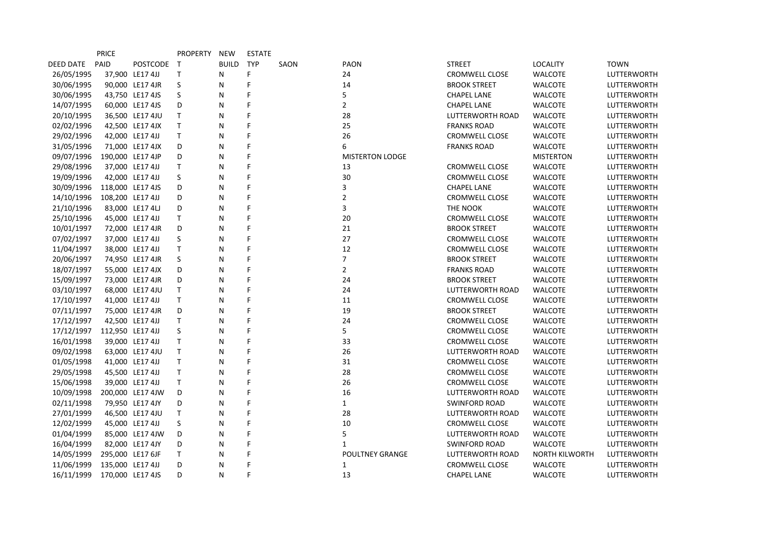| DEED DATE | PRICE PAID | POSTCODE | PROPERTY T | NEW BUILD | ESTATE TYP | SAON | PAON | STREET | LOCALITY | TOWN |
|---|---|---|---|---|---|---|---|---|---|---|
| 26/05/1995 | 37,900 | LE17 4JJ | T | N | F | | 24 | CROMWELL CLOSE | WALCOTE | LUTTERWORTH |
| 30/06/1995 | 90,000 | LE17 4JR | S | N | F | | 14 | BROOK STREET | WALCOTE | LUTTERWORTH |
| 30/06/1995 | 43,750 | LE17 4JS | S | N | F | | 5 | CHAPEL LANE | WALCOTE | LUTTERWORTH |
| 14/07/1995 | 60,000 | LE17 4JS | D | N | F | | 2 | CHAPEL LANE | WALCOTE | LUTTERWORTH |
| 20/10/1995 | 36,500 | LE17 4JU | T | N | F | | 28 | LUTTERWORTH ROAD | WALCOTE | LUTTERWORTH |
| 02/02/1996 | 42,500 | LE17 4JX | T | N | F | | 25 | FRANKS ROAD | WALCOTE | LUTTERWORTH |
| 29/02/1996 | 42,000 | LE17 4JJ | T | N | F | | 26 | CROMWELL CLOSE | WALCOTE | LUTTERWORTH |
| 31/05/1996 | 71,000 | LE17 4JX | D | N | F | | 6 | FRANKS ROAD | WALCOTE | LUTTERWORTH |
| 09/07/1996 | 190,000 | LE17 4JP | D | N | F | | MISTERTON LODGE | | MISTERTON | LUTTERWORTH |
| 29/08/1996 | 37,000 | LE17 4JJ | T | N | F | | 13 | CROMWELL CLOSE | WALCOTE | LUTTERWORTH |
| 19/09/1996 | 42,000 | LE17 4JJ | S | N | F | | 30 | CROMWELL CLOSE | WALCOTE | LUTTERWORTH |
| 30/09/1996 | 118,000 | LE17 4JS | D | N | F | | 3 | CHAPEL LANE | WALCOTE | LUTTERWORTH |
| 14/10/1996 | 108,200 | LE17 4JJ | D | N | F | | 2 | CROMWELL CLOSE | WALCOTE | LUTTERWORTH |
| 21/10/1996 | 83,000 | LE17 4LJ | D | N | F | | 3 | THE NOOK | WALCOTE | LUTTERWORTH |
| 25/10/1996 | 45,000 | LE17 4JJ | T | N | F | | 20 | CROMWELL CLOSE | WALCOTE | LUTTERWORTH |
| 10/01/1997 | 72,000 | LE17 4JR | D | N | F | | 21 | BROOK STREET | WALCOTE | LUTTERWORTH |
| 07/02/1997 | 37,000 | LE17 4JJ | S | N | F | | 27 | CROMWELL CLOSE | WALCOTE | LUTTERWORTH |
| 11/04/1997 | 38,000 | LE17 4JJ | T | N | F | | 12 | CROMWELL CLOSE | WALCOTE | LUTTERWORTH |
| 20/06/1997 | 74,950 | LE17 4JR | S | N | F | | 7 | BROOK STREET | WALCOTE | LUTTERWORTH |
| 18/07/1997 | 55,000 | LE17 4JX | D | N | F | | 2 | FRANKS ROAD | WALCOTE | LUTTERWORTH |
| 15/09/1997 | 73,000 | LE17 4JR | D | N | F | | 24 | BROOK STREET | WALCOTE | LUTTERWORTH |
| 03/10/1997 | 68,000 | LE17 4JU | T | N | F | | 24 | LUTTERWORTH ROAD | WALCOTE | LUTTERWORTH |
| 17/10/1997 | 41,000 | LE17 4JJ | T | N | F | | 11 | CROMWELL CLOSE | WALCOTE | LUTTERWORTH |
| 07/11/1997 | 75,000 | LE17 4JR | D | N | F | | 19 | BROOK STREET | WALCOTE | LUTTERWORTH |
| 17/12/1997 | 42,500 | LE17 4JJ | T | N | F | | 24 | CROMWELL CLOSE | WALCOTE | LUTTERWORTH |
| 17/12/1997 | 112,950 | LE17 4JJ | S | N | F | | 5 | CROMWELL CLOSE | WALCOTE | LUTTERWORTH |
| 16/01/1998 | 39,000 | LE17 4JJ | T | N | F | | 33 | CROMWELL CLOSE | WALCOTE | LUTTERWORTH |
| 09/02/1998 | 63,000 | LE17 4JU | T | N | F | | 26 | LUTTERWORTH ROAD | WALCOTE | LUTTERWORTH |
| 01/05/1998 | 41,000 | LE17 4JJ | T | N | F | | 31 | CROMWELL CLOSE | WALCOTE | LUTTERWORTH |
| 29/05/1998 | 45,500 | LE17 4JJ | T | N | F | | 28 | CROMWELL CLOSE | WALCOTE | LUTTERWORTH |
| 15/06/1998 | 39,000 | LE17 4JJ | T | N | F | | 26 | CROMWELL CLOSE | WALCOTE | LUTTERWORTH |
| 10/09/1998 | 200,000 | LE17 4JW | D | N | F | | 16 | LUTTERWORTH ROAD | WALCOTE | LUTTERWORTH |
| 02/11/1998 | 79,950 | LE17 4JY | D | N | F | | 1 | SWINFORD ROAD | WALCOTE | LUTTERWORTH |
| 27/01/1999 | 46,500 | LE17 4JU | T | N | F | | 28 | LUTTERWORTH ROAD | WALCOTE | LUTTERWORTH |
| 12/02/1999 | 45,000 | LE17 4JJ | S | N | F | | 10 | CROMWELL CLOSE | WALCOTE | LUTTERWORTH |
| 01/04/1999 | 85,000 | LE17 4JW | D | N | F | | 5 | LUTTERWORTH ROAD | WALCOTE | LUTTERWORTH |
| 16/04/1999 | 82,000 | LE17 4JY | D | N | F | | 1 | SWINFORD ROAD | WALCOTE | LUTTERWORTH |
| 14/05/1999 | 295,000 | LE17 6JF | T | N | F | | POULTNEY GRANGE | LUTTERWORTH ROAD | NORTH KILWORTH | LUTTERWORTH |
| 11/06/1999 | 135,000 | LE17 4JJ | D | N | F | | 1 | CROMWELL CLOSE | WALCOTE | LUTTERWORTH |
| 16/11/1999 | 170,000 | LE17 4JS | D | N | F | | 13 | CHAPEL LANE | WALCOTE | LUTTERWORTH |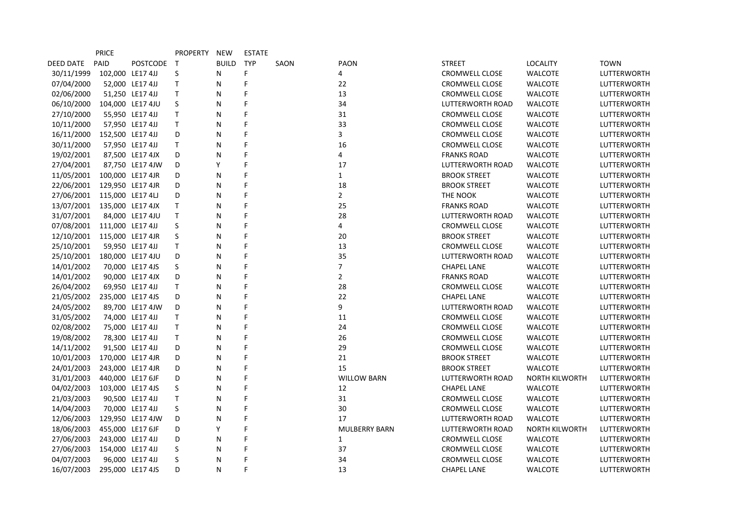| DEED DATE | PRICE PAID | POSTCODE | PROPERTY T | NEW BUILD | ESTATE TYP | SAON | PAON | STREET | LOCALITY | TOWN |
|---|---|---|---|---|---|---|---|---|---|---|
| 30/11/1999 | 102,000 | LE17 4JJ | S | N | F | | 4 | CROMWELL CLOSE | WALCOTE | LUTTERWORTH |
| 07/04/2000 | 52,000 | LE17 4JJ | T | N | F | | 22 | CROMWELL CLOSE | WALCOTE | LUTTERWORTH |
| 02/06/2000 | 51,250 | LE17 4JJ | T | N | F | | 13 | CROMWELL CLOSE | WALCOTE | LUTTERWORTH |
| 06/10/2000 | 104,000 | LE17 4JU | S | N | F | | 34 | LUTTERWORTH ROAD | WALCOTE | LUTTERWORTH |
| 27/10/2000 | 55,950 | LE17 4JJ | T | N | F | | 31 | CROMWELL CLOSE | WALCOTE | LUTTERWORTH |
| 10/11/2000 | 57,950 | LE17 4JJ | T | N | F | | 33 | CROMWELL CLOSE | WALCOTE | LUTTERWORTH |
| 16/11/2000 | 152,500 | LE17 4JJ | D | N | F | | 3 | CROMWELL CLOSE | WALCOTE | LUTTERWORTH |
| 30/11/2000 | 57,950 | LE17 4JJ | T | N | F | | 16 | CROMWELL CLOSE | WALCOTE | LUTTERWORTH |
| 19/02/2001 | 87,500 | LE17 4JX | D | N | F | | 4 | FRANKS ROAD | WALCOTE | LUTTERWORTH |
| 27/04/2001 | 87,750 | LE17 4JW | D | Y | F | | 17 | LUTTERWORTH ROAD | WALCOTE | LUTTERWORTH |
| 11/05/2001 | 100,000 | LE17 4JR | D | N | F | | 1 | BROOK STREET | WALCOTE | LUTTERWORTH |
| 22/06/2001 | 129,950 | LE17 4JR | D | N | F | | 18 | BROOK STREET | WALCOTE | LUTTERWORTH |
| 27/06/2001 | 115,000 | LE17 4LJ | D | N | F | | 2 | THE NOOK | WALCOTE | LUTTERWORTH |
| 13/07/2001 | 135,000 | LE17 4JX | T | N | F | | 25 | FRANKS ROAD | WALCOTE | LUTTERWORTH |
| 31/07/2001 | 84,000 | LE17 4JU | T | N | F | | 28 | LUTTERWORTH ROAD | WALCOTE | LUTTERWORTH |
| 07/08/2001 | 111,000 | LE17 4JJ | S | N | F | | 4 | CROMWELL CLOSE | WALCOTE | LUTTERWORTH |
| 12/10/2001 | 115,000 | LE17 4JR | S | N | F | | 20 | BROOK STREET | WALCOTE | LUTTERWORTH |
| 25/10/2001 | 59,950 | LE17 4JJ | T | N | F | | 13 | CROMWELL CLOSE | WALCOTE | LUTTERWORTH |
| 25/10/2001 | 180,000 | LE17 4JU | D | N | F | | 35 | LUTTERWORTH ROAD | WALCOTE | LUTTERWORTH |
| 14/01/2002 | 70,000 | LE17 4JS | S | N | F | | 7 | CHAPEL LANE | WALCOTE | LUTTERWORTH |
| 14/01/2002 | 90,000 | LE17 4JX | D | N | F | | 2 | FRANKS ROAD | WALCOTE | LUTTERWORTH |
| 26/04/2002 | 69,950 | LE17 4JJ | T | N | F | | 28 | CROMWELL CLOSE | WALCOTE | LUTTERWORTH |
| 21/05/2002 | 235,000 | LE17 4JS | D | N | F | | 22 | CHAPEL LANE | WALCOTE | LUTTERWORTH |
| 24/05/2002 | 89,700 | LE17 4JW | D | N | F | | 9 | LUTTERWORTH ROAD | WALCOTE | LUTTERWORTH |
| 31/05/2002 | 74,000 | LE17 4JJ | T | N | F | | 11 | CROMWELL CLOSE | WALCOTE | LUTTERWORTH |
| 02/08/2002 | 75,000 | LE17 4JJ | T | N | F | | 24 | CROMWELL CLOSE | WALCOTE | LUTTERWORTH |
| 19/08/2002 | 78,300 | LE17 4JJ | T | N | F | | 26 | CROMWELL CLOSE | WALCOTE | LUTTERWORTH |
| 14/11/2002 | 91,500 | LE17 4JJ | D | N | F | | 29 | CROMWELL CLOSE | WALCOTE | LUTTERWORTH |
| 10/01/2003 | 170,000 | LE17 4JR | D | N | F | | 21 | BROOK STREET | WALCOTE | LUTTERWORTH |
| 24/01/2003 | 243,000 | LE17 4JR | D | N | F | | 15 | BROOK STREET | WALCOTE | LUTTERWORTH |
| 31/01/2003 | 440,000 | LE17 6JF | D | N | F | | WILLOW BARN | LUTTERWORTH ROAD | NORTH KILWORTH | LUTTERWORTH |
| 04/02/2003 | 103,000 | LE17 4JS | S | N | F | | 12 | CHAPEL LANE | WALCOTE | LUTTERWORTH |
| 21/03/2003 | 90,500 | LE17 4JJ | T | N | F | | 31 | CROMWELL CLOSE | WALCOTE | LUTTERWORTH |
| 14/04/2003 | 70,000 | LE17 4JJ | S | N | F | | 30 | CROMWELL CLOSE | WALCOTE | LUTTERWORTH |
| 12/06/2003 | 129,950 | LE17 4JW | D | N | F | | 17 | LUTTERWORTH ROAD | WALCOTE | LUTTERWORTH |
| 18/06/2003 | 455,000 | LE17 6JF | D | Y | F | | MULBERRY BARN | LUTTERWORTH ROAD | NORTH KILWORTH | LUTTERWORTH |
| 27/06/2003 | 243,000 | LE17 4JJ | D | N | F | | 1 | CROMWELL CLOSE | WALCOTE | LUTTERWORTH |
| 27/06/2003 | 154,000 | LE17 4JJ | S | N | F | | 37 | CROMWELL CLOSE | WALCOTE | LUTTERWORTH |
| 04/07/2003 | 96,000 | LE17 4JJ | S | N | F | | 34 | CROMWELL CLOSE | WALCOTE | LUTTERWORTH |
| 16/07/2003 | 295,000 | LE17 4JS | D | N | F | | 13 | CHAPEL LANE | WALCOTE | LUTTERWORTH |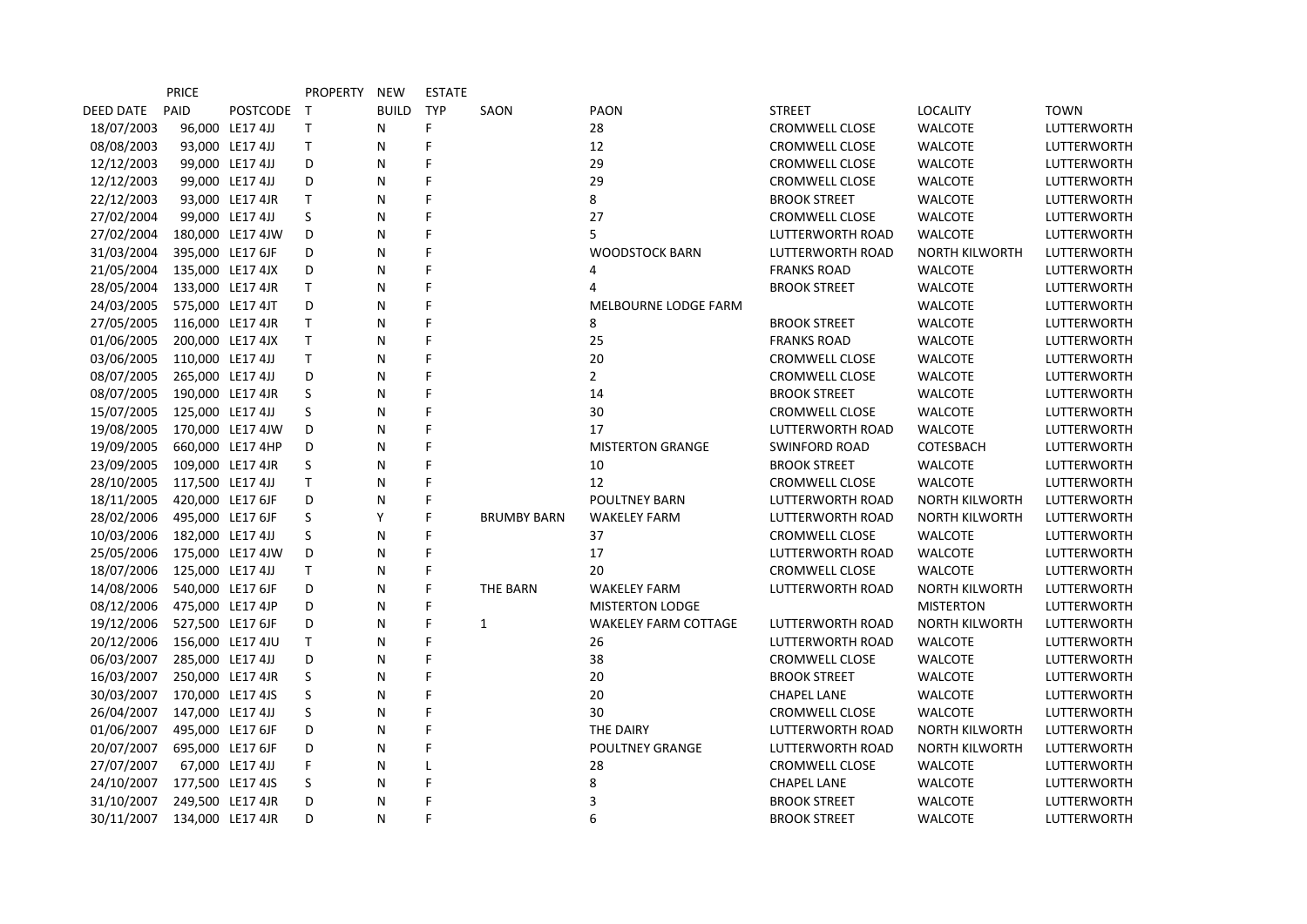| DEED DATE | PRICE PAID | POSTCODE | PROPERTY T | NEW BUILD | ESTATE TYP | SAON | PAON | STREET | LOCALITY | TOWN |
|---|---|---|---|---|---|---|---|---|---|---|
| 18/07/2003 | 96,000 | LE17 4JJ | T | N | F | | 28 | CROMWELL CLOSE | WALCOTE | LUTTERWORTH |
| 08/08/2003 | 93,000 | LE17 4JJ | T | N | F | | 12 | CROMWELL CLOSE | WALCOTE | LUTTERWORTH |
| 12/12/2003 | 99,000 | LE17 4JJ | D | N | F | | 29 | CROMWELL CLOSE | WALCOTE | LUTTERWORTH |
| 12/12/2003 | 99,000 | LE17 4JJ | D | N | F | | 29 | CROMWELL CLOSE | WALCOTE | LUTTERWORTH |
| 22/12/2003 | 93,000 | LE17 4JR | T | N | F | | 8 | BROOK STREET | WALCOTE | LUTTERWORTH |
| 27/02/2004 | 99,000 | LE17 4JJ | S | N | F | | 27 | CROMWELL CLOSE | WALCOTE | LUTTERWORTH |
| 27/02/2004 | 180,000 | LE17 4JW | D | N | F | | 5 | LUTTERWORTH ROAD | WALCOTE | LUTTERWORTH |
| 31/03/2004 | 395,000 | LE17 6JF | D | N | F | | WOODSTOCK BARN | LUTTERWORTH ROAD | NORTH KILWORTH | LUTTERWORTH |
| 21/05/2004 | 135,000 | LE17 4JX | D | N | F | | 4 | FRANKS ROAD | WALCOTE | LUTTERWORTH |
| 28/05/2004 | 133,000 | LE17 4JR | T | N | F | | 4 | BROOK STREET | WALCOTE | LUTTERWORTH |
| 24/03/2005 | 575,000 | LE17 4JT | D | N | F | | MELBOURNE LODGE FARM | | WALCOTE | LUTTERWORTH |
| 27/05/2005 | 116,000 | LE17 4JR | T | N | F | | 8 | BROOK STREET | WALCOTE | LUTTERWORTH |
| 01/06/2005 | 200,000 | LE17 4JX | T | N | F | | 25 | FRANKS ROAD | WALCOTE | LUTTERWORTH |
| 03/06/2005 | 110,000 | LE17 4JJ | T | N | F | | 20 | CROMWELL CLOSE | WALCOTE | LUTTERWORTH |
| 08/07/2005 | 265,000 | LE17 4JJ | D | N | F | | 2 | CROMWELL CLOSE | WALCOTE | LUTTERWORTH |
| 08/07/2005 | 190,000 | LE17 4JR | S | N | F | | 14 | BROOK STREET | WALCOTE | LUTTERWORTH |
| 15/07/2005 | 125,000 | LE17 4JJ | S | N | F | | 30 | CROMWELL CLOSE | WALCOTE | LUTTERWORTH |
| 19/08/2005 | 170,000 | LE17 4JW | D | N | F | | 17 | LUTTERWORTH ROAD | WALCOTE | LUTTERWORTH |
| 19/09/2005 | 660,000 | LE17 4HP | D | N | F | | MISTERTON GRANGE | SWINFORD ROAD | COTESBACH | LUTTERWORTH |
| 23/09/2005 | 109,000 | LE17 4JR | S | N | F | | 10 | BROOK STREET | WALCOTE | LUTTERWORTH |
| 28/10/2005 | 117,500 | LE17 4JJ | T | N | F | | 12 | CROMWELL CLOSE | WALCOTE | LUTTERWORTH |
| 18/11/2005 | 420,000 | LE17 6JF | D | N | F | | POULTNEY BARN | LUTTERWORTH ROAD | NORTH KILWORTH | LUTTERWORTH |
| 28/02/2006 | 495,000 | LE17 6JF | S | Y | F | BRUMBY BARN | WAKELEY FARM | LUTTERWORTH ROAD | NORTH KILWORTH | LUTTERWORTH |
| 10/03/2006 | 182,000 | LE17 4JJ | S | N | F | | 37 | CROMWELL CLOSE | WALCOTE | LUTTERWORTH |
| 25/05/2006 | 175,000 | LE17 4JW | D | N | F | | 17 | LUTTERWORTH ROAD | WALCOTE | LUTTERWORTH |
| 18/07/2006 | 125,000 | LE17 4JJ | T | N | F | | 20 | CROMWELL CLOSE | WALCOTE | LUTTERWORTH |
| 14/08/2006 | 540,000 | LE17 6JF | D | N | F | THE BARN | WAKELEY FARM | LUTTERWORTH ROAD | NORTH KILWORTH | LUTTERWORTH |
| 08/12/2006 | 475,000 | LE17 4JP | D | N | F | | MISTERTON LODGE | | MISTERTON | LUTTERWORTH |
| 19/12/2006 | 527,500 | LE17 6JF | D | N | F | 1 | WAKELEY FARM COTTAGE | LUTTERWORTH ROAD | NORTH KILWORTH | LUTTERWORTH |
| 20/12/2006 | 156,000 | LE17 4JU | T | N | F | | 26 | LUTTERWORTH ROAD | WALCOTE | LUTTERWORTH |
| 06/03/2007 | 285,000 | LE17 4JJ | D | N | F | | 38 | CROMWELL CLOSE | WALCOTE | LUTTERWORTH |
| 16/03/2007 | 250,000 | LE17 4JR | S | N | F | | 20 | BROOK STREET | WALCOTE | LUTTERWORTH |
| 30/03/2007 | 170,000 | LE17 4JS | S | N | F | | 20 | CHAPEL LANE | WALCOTE | LUTTERWORTH |
| 26/04/2007 | 147,000 | LE17 4JJ | S | N | F | | 30 | CROMWELL CLOSE | WALCOTE | LUTTERWORTH |
| 01/06/2007 | 495,000 | LE17 6JF | D | N | F | | THE DAIRY | LUTTERWORTH ROAD | NORTH KILWORTH | LUTTERWORTH |
| 20/07/2007 | 695,000 | LE17 6JF | D | N | F | | POULTNEY GRANGE | LUTTERWORTH ROAD | NORTH KILWORTH | LUTTERWORTH |
| 27/07/2007 | 67,000 | LE17 4JJ | F | N | L | | 28 | CROMWELL CLOSE | WALCOTE | LUTTERWORTH |
| 24/10/2007 | 177,500 | LE17 4JS | S | N | F | | 8 | CHAPEL LANE | WALCOTE | LUTTERWORTH |
| 31/10/2007 | 249,500 | LE17 4JR | D | N | F | | 3 | BROOK STREET | WALCOTE | LUTTERWORTH |
| 30/11/2007 | 134,000 | LE17 4JR | D | N | F | | 6 | BROOK STREET | WALCOTE | LUTTERWORTH |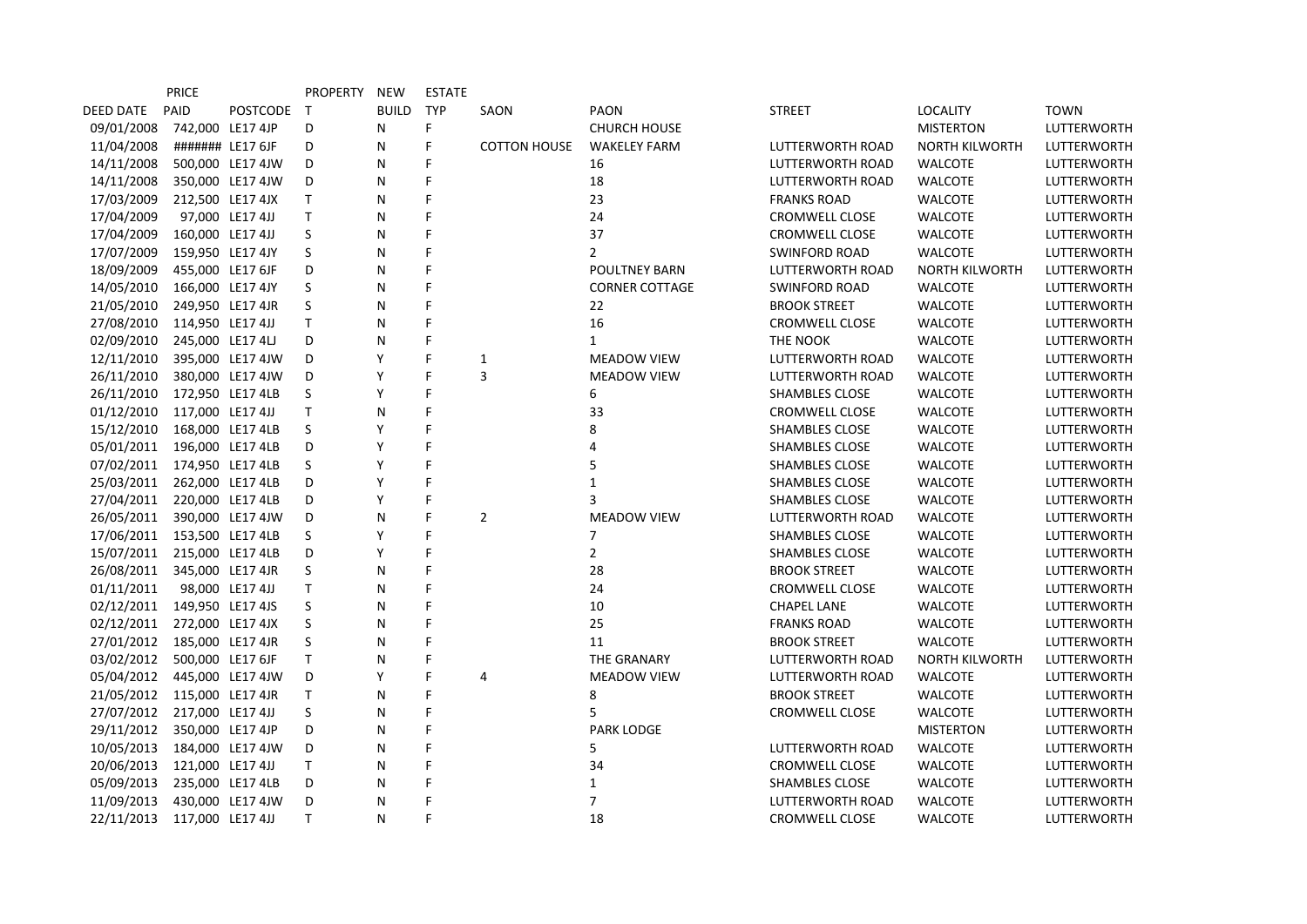| DEED DATE | PRICE PAID | POSTCODE | PROPERTY T | NEW BUILD | ESTATE TYP | SAON | PAON | STREET | LOCALITY | TOWN |
|---|---|---|---|---|---|---|---|---|---|---|
| 09/01/2008 | 742,000 | LE17 4JP | D | N | F | | CHURCH HOUSE | | MISTERTON | LUTTERWORTH |
| 11/04/2008 | ####### | LE17 6JF | D | N | F | COTTON HOUSE | WAKELEY FARM | LUTTERWORTH ROAD | NORTH KILWORTH | LUTTERWORTH |
| 14/11/2008 | 500,000 | LE17 4JW | D | N | F | | 16 | LUTTERWORTH ROAD | WALCOTE | LUTTERWORTH |
| 14/11/2008 | 350,000 | LE17 4JW | D | N | F | | 18 | LUTTERWORTH ROAD | WALCOTE | LUTTERWORTH |
| 17/03/2009 | 212,500 | LE17 4JX | T | N | F | | 23 | FRANKS ROAD | WALCOTE | LUTTERWORTH |
| 17/04/2009 | 97,000 | LE17 4JJ | T | N | F | | 24 | CROMWELL CLOSE | WALCOTE | LUTTERWORTH |
| 17/04/2009 | 160,000 | LE17 4JJ | S | N | F | | 37 | CROMWELL CLOSE | WALCOTE | LUTTERWORTH |
| 17/07/2009 | 159,950 | LE17 4JY | S | N | F | | 2 | SWINFORD ROAD | WALCOTE | LUTTERWORTH |
| 18/09/2009 | 455,000 | LE17 6JF | D | N | F | | POULTNEY BARN | LUTTERWORTH ROAD | NORTH KILWORTH | LUTTERWORTH |
| 14/05/2010 | 166,000 | LE17 4JY | S | N | F | | CORNER COTTAGE | SWINFORD ROAD | WALCOTE | LUTTERWORTH |
| 21/05/2010 | 249,950 | LE17 4JR | S | N | F | | 22 | BROOK STREET | WALCOTE | LUTTERWORTH |
| 27/08/2010 | 114,950 | LE17 4JJ | T | N | F | | 16 | CROMWELL CLOSE | WALCOTE | LUTTERWORTH |
| 02/09/2010 | 245,000 | LE17 4LJ | D | N | F | | 1 | THE NOOK | WALCOTE | LUTTERWORTH |
| 12/11/2010 | 395,000 | LE17 4JW | D | Y | F | 1 | MEADOW VIEW | LUTTERWORTH ROAD | WALCOTE | LUTTERWORTH |
| 26/11/2010 | 380,000 | LE17 4JW | D | Y | F | 3 | MEADOW VIEW | LUTTERWORTH ROAD | WALCOTE | LUTTERWORTH |
| 26/11/2010 | 172,950 | LE17 4LB | S | Y | F | | 6 | SHAMBLES CLOSE | WALCOTE | LUTTERWORTH |
| 01/12/2010 | 117,000 | LE17 4JJ | T | N | F | | 33 | CROMWELL CLOSE | WALCOTE | LUTTERWORTH |
| 15/12/2010 | 168,000 | LE17 4LB | S | Y | F | | 8 | SHAMBLES CLOSE | WALCOTE | LUTTERWORTH |
| 05/01/2011 | 196,000 | LE17 4LB | D | Y | F | | 4 | SHAMBLES CLOSE | WALCOTE | LUTTERWORTH |
| 07/02/2011 | 174,950 | LE17 4LB | S | Y | F | | 5 | SHAMBLES CLOSE | WALCOTE | LUTTERWORTH |
| 25/03/2011 | 262,000 | LE17 4LB | D | Y | F | | 1 | SHAMBLES CLOSE | WALCOTE | LUTTERWORTH |
| 27/04/2011 | 220,000 | LE17 4LB | D | Y | F | | 3 | SHAMBLES CLOSE | WALCOTE | LUTTERWORTH |
| 26/05/2011 | 390,000 | LE17 4JW | D | N | F | 2 | MEADOW VIEW | LUTTERWORTH ROAD | WALCOTE | LUTTERWORTH |
| 17/06/2011 | 153,500 | LE17 4LB | S | Y | F | | 7 | SHAMBLES CLOSE | WALCOTE | LUTTERWORTH |
| 15/07/2011 | 215,000 | LE17 4LB | D | Y | F | | 2 | SHAMBLES CLOSE | WALCOTE | LUTTERWORTH |
| 26/08/2011 | 345,000 | LE17 4JR | S | N | F | | 28 | BROOK STREET | WALCOTE | LUTTERWORTH |
| 01/11/2011 | 98,000 | LE17 4JJ | T | N | F | | 24 | CROMWELL CLOSE | WALCOTE | LUTTERWORTH |
| 02/12/2011 | 149,950 | LE17 4JS | S | N | F | | 10 | CHAPEL LANE | WALCOTE | LUTTERWORTH |
| 02/12/2011 | 272,000 | LE17 4JX | S | N | F | | 25 | FRANKS ROAD | WALCOTE | LUTTERWORTH |
| 27/01/2012 | 185,000 | LE17 4JR | S | N | F | | 11 | BROOK STREET | WALCOTE | LUTTERWORTH |
| 03/02/2012 | 500,000 | LE17 6JF | T | N | F | | THE GRANARY | LUTTERWORTH ROAD | NORTH KILWORTH | LUTTERWORTH |
| 05/04/2012 | 445,000 | LE17 4JW | D | Y | F | 4 | MEADOW VIEW | LUTTERWORTH ROAD | WALCOTE | LUTTERWORTH |
| 21/05/2012 | 115,000 | LE17 4JR | T | N | F | | 8 | BROOK STREET | WALCOTE | LUTTERWORTH |
| 27/07/2012 | 217,000 | LE17 4JJ | S | N | F | | 5 | CROMWELL CLOSE | WALCOTE | LUTTERWORTH |
| 29/11/2012 | 350,000 | LE17 4JP | D | N | F | | PARK LODGE | | MISTERTON | LUTTERWORTH |
| 10/05/2013 | 184,000 | LE17 4JW | D | N | F | | 5 | LUTTERWORTH ROAD | WALCOTE | LUTTERWORTH |
| 20/06/2013 | 121,000 | LE17 4JJ | T | N | F | | 34 | CROMWELL CLOSE | WALCOTE | LUTTERWORTH |
| 05/09/2013 | 235,000 | LE17 4LB | D | N | F | | 1 | SHAMBLES CLOSE | WALCOTE | LUTTERWORTH |
| 11/09/2013 | 430,000 | LE17 4JW | D | N | F | | 7 | LUTTERWORTH ROAD | WALCOTE | LUTTERWORTH |
| 22/11/2013 | 117,000 | LE17 4JJ | T | N | F | | 18 | CROMWELL CLOSE | WALCOTE | LUTTERWORTH |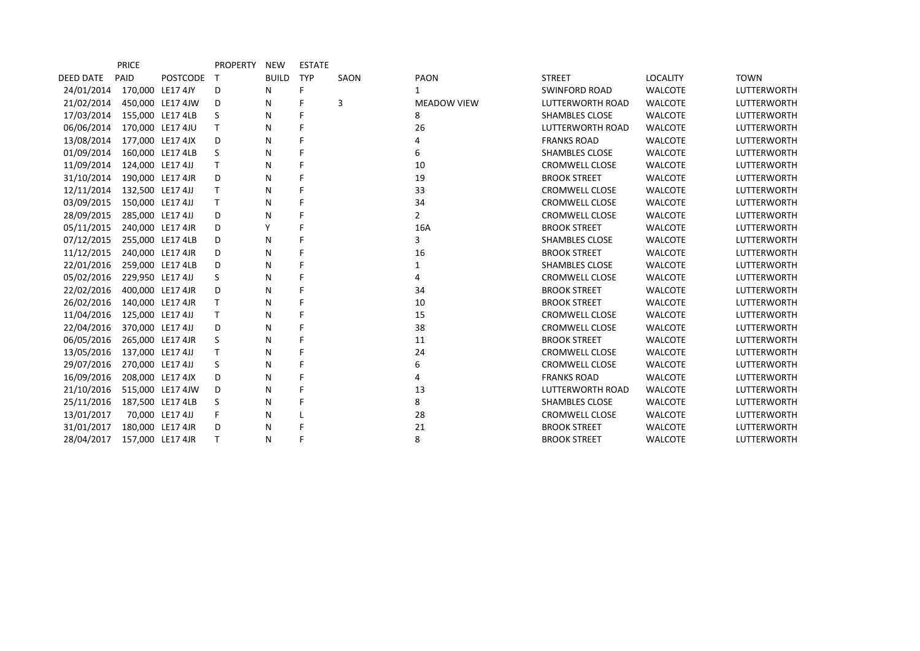| DEED DATE | PRICE PAID | POSTCODE | PROPERTY T | NEW BUILD | ESTATE TYP | SAON | PAON | STREET | LOCALITY | TOWN |
|---|---|---|---|---|---|---|---|---|---|---|
| 24/01/2014 | 170,000 | LE17 4JY | D | N | F | | 1 | SWINFORD ROAD | WALCOTE | LUTTERWORTH |
| 21/02/2014 | 450,000 | LE17 4JW | D | N | F | 3 | MEADOW VIEW | LUTTERWORTH ROAD | WALCOTE | LUTTERWORTH |
| 17/03/2014 | 155,000 | LE17 4LB | S | N | F | | 8 | SHAMBLES CLOSE | WALCOTE | LUTTERWORTH |
| 06/06/2014 | 170,000 | LE17 4JU | T | N | F | | 26 | LUTTERWORTH ROAD | WALCOTE | LUTTERWORTH |
| 13/08/2014 | 177,000 | LE17 4JX | D | N | F | | 4 | FRANKS ROAD | WALCOTE | LUTTERWORTH |
| 01/09/2014 | 160,000 | LE17 4LB | S | N | F | | 6 | SHAMBLES CLOSE | WALCOTE | LUTTERWORTH |
| 11/09/2014 | 124,000 | LE17 4JJ | T | N | F | | 10 | CROMWELL CLOSE | WALCOTE | LUTTERWORTH |
| 31/10/2014 | 190,000 | LE17 4JR | D | N | F | | 19 | BROOK STREET | WALCOTE | LUTTERWORTH |
| 12/11/2014 | 132,500 | LE17 4JJ | T | N | F | | 33 | CROMWELL CLOSE | WALCOTE | LUTTERWORTH |
| 03/09/2015 | 150,000 | LE17 4JJ | T | N | F | | 34 | CROMWELL CLOSE | WALCOTE | LUTTERWORTH |
| 28/09/2015 | 285,000 | LE17 4JJ | D | N | F | | 2 | CROMWELL CLOSE | WALCOTE | LUTTERWORTH |
| 05/11/2015 | 240,000 | LE17 4JR | D | Y | F | | 16A | BROOK STREET | WALCOTE | LUTTERWORTH |
| 07/12/2015 | 255,000 | LE17 4LB | D | N | F | | 3 | SHAMBLES CLOSE | WALCOTE | LUTTERWORTH |
| 11/12/2015 | 240,000 | LE17 4JR | D | N | F | | 16 | BROOK STREET | WALCOTE | LUTTERWORTH |
| 22/01/2016 | 259,000 | LE17 4LB | D | N | F | | 1 | SHAMBLES CLOSE | WALCOTE | LUTTERWORTH |
| 05/02/2016 | 229,950 | LE17 4JJ | S | N | F | | 4 | CROMWELL CLOSE | WALCOTE | LUTTERWORTH |
| 22/02/2016 | 400,000 | LE17 4JR | D | N | F | | 34 | BROOK STREET | WALCOTE | LUTTERWORTH |
| 26/02/2016 | 140,000 | LE17 4JR | T | N | F | | 10 | BROOK STREET | WALCOTE | LUTTERWORTH |
| 11/04/2016 | 125,000 | LE17 4JJ | T | N | F | | 15 | CROMWELL CLOSE | WALCOTE | LUTTERWORTH |
| 22/04/2016 | 370,000 | LE17 4JJ | D | N | F | | 38 | CROMWELL CLOSE | WALCOTE | LUTTERWORTH |
| 06/05/2016 | 265,000 | LE17 4JR | S | N | F | | 11 | BROOK STREET | WALCOTE | LUTTERWORTH |
| 13/05/2016 | 137,000 | LE17 4JJ | T | N | F | | 24 | CROMWELL CLOSE | WALCOTE | LUTTERWORTH |
| 29/07/2016 | 270,000 | LE17 4JJ | S | N | F | | 6 | CROMWELL CLOSE | WALCOTE | LUTTERWORTH |
| 16/09/2016 | 208,000 | LE17 4JX | D | N | F | | 4 | FRANKS ROAD | WALCOTE | LUTTERWORTH |
| 21/10/2016 | 515,000 | LE17 4JW | D | N | F | | 13 | LUTTERWORTH ROAD | WALCOTE | LUTTERWORTH |
| 25/11/2016 | 187,500 | LE17 4LB | S | N | F | | 8 | SHAMBLES CLOSE | WALCOTE | LUTTERWORTH |
| 13/01/2017 | 70,000 | LE17 4JJ | F | N | L | | 28 | CROMWELL CLOSE | WALCOTE | LUTTERWORTH |
| 31/01/2017 | 180,000 | LE17 4JR | D | N | F | | 21 | BROOK STREET | WALCOTE | LUTTERWORTH |
| 28/04/2017 | 157,000 | LE17 4JR | T | N | F | | 8 | BROOK STREET | WALCOTE | LUTTERWORTH |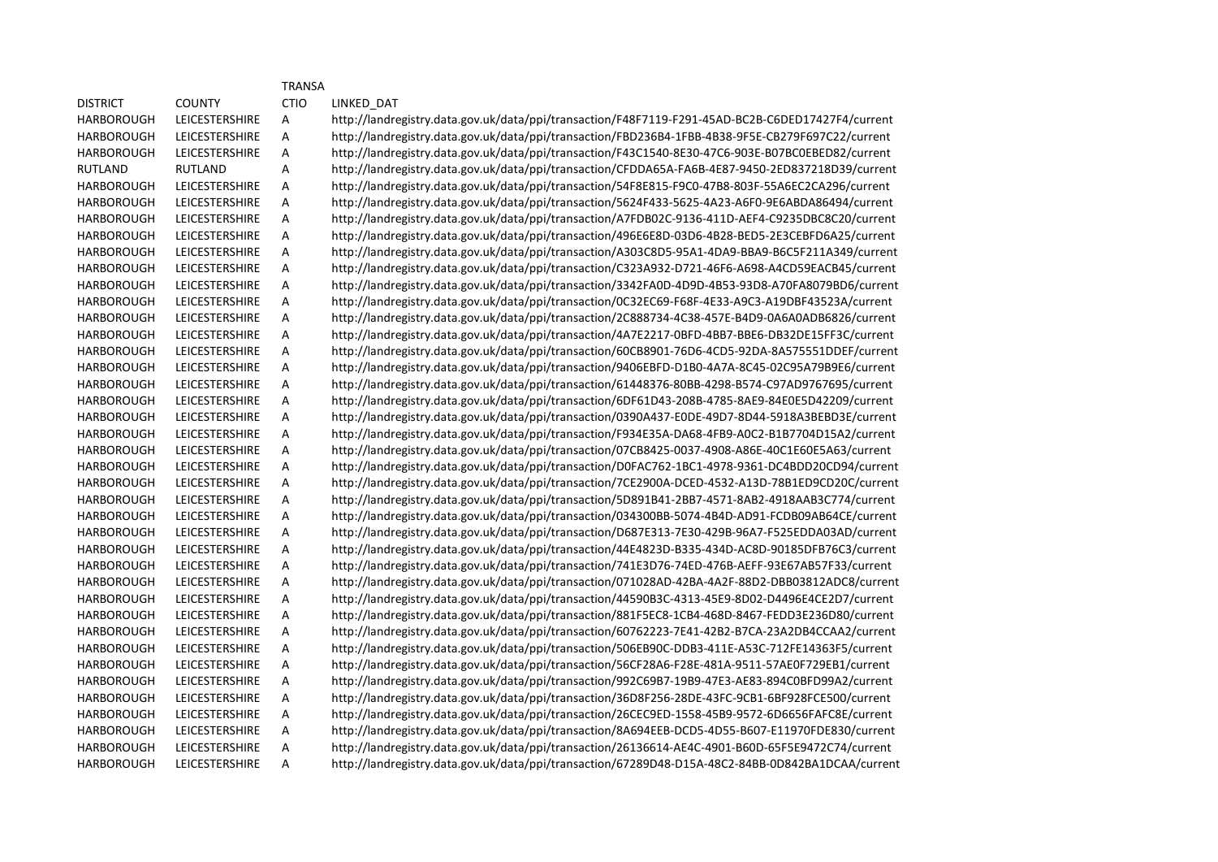| DISTRICT | COUNTY | TRANSA CTIO | LINKED_DAT |
|---|---|---|---|
| HARBOROUGH | LEICESTERSHIRE | A | http://landregistry.data.gov.uk/data/ppi/transaction/F48F7119-F291-45AD-BC2B-C6DED17427F4/current |
| HARBOROUGH | LEICESTERSHIRE | A | http://landregistry.data.gov.uk/data/ppi/transaction/FBD236B4-1FBB-4B38-9F5E-CB279F697C22/current |
| HARBOROUGH | LEICESTERSHIRE | A | http://landregistry.data.gov.uk/data/ppi/transaction/F43C1540-8E30-47C6-903E-B07BC0EBED82/current |
| RUTLAND | RUTLAND | A | http://landregistry.data.gov.uk/data/ppi/transaction/CFDDA65A-FA6B-4E87-9450-2ED837218D39/current |
| HARBOROUGH | LEICESTERSHIRE | A | http://landregistry.data.gov.uk/data/ppi/transaction/54F8E815-F9C0-47B8-803F-55A6EC2CA296/current |
| HARBOROUGH | LEICESTERSHIRE | A | http://landregistry.data.gov.uk/data/ppi/transaction/5624F433-5625-4A23-A6F0-9E6ABDA86494/current |
| HARBOROUGH | LEICESTERSHIRE | A | http://landregistry.data.gov.uk/data/ppi/transaction/A7FDB02C-9136-411D-AEF4-C9235DBC8C20/current |
| HARBOROUGH | LEICESTERSHIRE | A | http://landregistry.data.gov.uk/data/ppi/transaction/496E6E8D-03D6-4B28-BED5-2E3CEBFD6A25/current |
| HARBOROUGH | LEICESTERSHIRE | A | http://landregistry.data.gov.uk/data/ppi/transaction/A303C8D5-95A1-4DA9-BBA9-B6C5F211A349/current |
| HARBOROUGH | LEICESTERSHIRE | A | http://landregistry.data.gov.uk/data/ppi/transaction/C323A932-D721-46F6-A698-A4CD59EACB45/current |
| HARBOROUGH | LEICESTERSHIRE | A | http://landregistry.data.gov.uk/data/ppi/transaction/3342FA0D-4D9D-4B53-93D8-A70FA8079BD6/current |
| HARBOROUGH | LEICESTERSHIRE | A | http://landregistry.data.gov.uk/data/ppi/transaction/0C32EC69-F68F-4E33-A9C3-A19DBF43523A/current |
| HARBOROUGH | LEICESTERSHIRE | A | http://landregistry.data.gov.uk/data/ppi/transaction/2C888734-4C38-457E-B4D9-0A6A0ADB6826/current |
| HARBOROUGH | LEICESTERSHIRE | A | http://landregistry.data.gov.uk/data/ppi/transaction/4A7E2217-0BFD-4BB7-BBE6-DB32DE15FF3C/current |
| HARBOROUGH | LEICESTERSHIRE | A | http://landregistry.data.gov.uk/data/ppi/transaction/60CB8901-76D6-4CD5-92DA-8A575551DDEF/current |
| HARBOROUGH | LEICESTERSHIRE | A | http://landregistry.data.gov.uk/data/ppi/transaction/9406EBFD-D1B0-4A7A-8C45-02C95A79B9E6/current |
| HARBOROUGH | LEICESTERSHIRE | A | http://landregistry.data.gov.uk/data/ppi/transaction/61448376-80BB-4298-B574-C97AD9767695/current |
| HARBOROUGH | LEICESTERSHIRE | A | http://landregistry.data.gov.uk/data/ppi/transaction/6DF61D43-208B-4785-8AE9-84E0E5D42209/current |
| HARBOROUGH | LEICESTERSHIRE | A | http://landregistry.data.gov.uk/data/ppi/transaction/0390A437-E0DE-49D7-8D44-5918A3BEBD3E/current |
| HARBOROUGH | LEICESTERSHIRE | A | http://landregistry.data.gov.uk/data/ppi/transaction/F934E35A-DA68-4FB9-A0C2-B1B7704D15A2/current |
| HARBOROUGH | LEICESTERSHIRE | A | http://landregistry.data.gov.uk/data/ppi/transaction/07CB8425-0037-4908-A86E-40C1E60E5A63/current |
| HARBOROUGH | LEICESTERSHIRE | A | http://landregistry.data.gov.uk/data/ppi/transaction/D0FAC762-1BC1-4978-9361-DC4BDD20CD94/current |
| HARBOROUGH | LEICESTERSHIRE | A | http://landregistry.data.gov.uk/data/ppi/transaction/7CE2900A-DCED-4532-A13D-78B1ED9CD20C/current |
| HARBOROUGH | LEICESTERSHIRE | A | http://landregistry.data.gov.uk/data/ppi/transaction/5D891B41-2BB7-4571-8AB2-4918AAB3C774/current |
| HARBOROUGH | LEICESTERSHIRE | A | http://landregistry.data.gov.uk/data/ppi/transaction/034300BB-5074-4B4D-AD91-FCDB09AB64CE/current |
| HARBOROUGH | LEICESTERSHIRE | A | http://landregistry.data.gov.uk/data/ppi/transaction/D687E313-7E30-429B-96A7-F525EDDA03AD/current |
| HARBOROUGH | LEICESTERSHIRE | A | http://landregistry.data.gov.uk/data/ppi/transaction/44E4823D-B335-434D-AC8D-90185DFB76C3/current |
| HARBOROUGH | LEICESTERSHIRE | A | http://landregistry.data.gov.uk/data/ppi/transaction/741E3D76-74ED-476B-AEFF-93E67AB57F33/current |
| HARBOROUGH | LEICESTERSHIRE | A | http://landregistry.data.gov.uk/data/ppi/transaction/071028AD-42BA-4A2F-88D2-DBB03812ADC8/current |
| HARBOROUGH | LEICESTERSHIRE | A | http://landregistry.data.gov.uk/data/ppi/transaction/44590B3C-4313-45E9-8D02-D4496E4CE2D7/current |
| HARBOROUGH | LEICESTERSHIRE | A | http://landregistry.data.gov.uk/data/ppi/transaction/881F5EC8-1CB4-468D-8467-FEDD3E236D80/current |
| HARBOROUGH | LEICESTERSHIRE | A | http://landregistry.data.gov.uk/data/ppi/transaction/60762223-7E41-42B2-B7CA-23A2DB4CCAA2/current |
| HARBOROUGH | LEICESTERSHIRE | A | http://landregistry.data.gov.uk/data/ppi/transaction/506EB90C-DDB3-411E-A53C-712FE14363F5/current |
| HARBOROUGH | LEICESTERSHIRE | A | http://landregistry.data.gov.uk/data/ppi/transaction/56CF28A6-F28E-481A-9511-57AE0F729EB1/current |
| HARBOROUGH | LEICESTERSHIRE | A | http://landregistry.data.gov.uk/data/ppi/transaction/992C69B7-19B9-47E3-AE83-894C0BFD99A2/current |
| HARBOROUGH | LEICESTERSHIRE | A | http://landregistry.data.gov.uk/data/ppi/transaction/36D8F256-28DE-43FC-9CB1-6BF928FCE500/current |
| HARBOROUGH | LEICESTERSHIRE | A | http://landregistry.data.gov.uk/data/ppi/transaction/26CEC9ED-1558-45B9-9572-6D6656FAFC8E/current |
| HARBOROUGH | LEICESTERSHIRE | A | http://landregistry.data.gov.uk/data/ppi/transaction/8A694EEB-DCD5-4D55-B607-E11970FDE830/current |
| HARBOROUGH | LEICESTERSHIRE | A | http://landregistry.data.gov.uk/data/ppi/transaction/26136614-AE4C-4901-B60D-65F5E9472C74/current |
| HARBOROUGH | LEICESTERSHIRE | A | http://landregistry.data.gov.uk/data/ppi/transaction/67289D48-D15A-48C2-84BB-0D842BA1DCAA/current |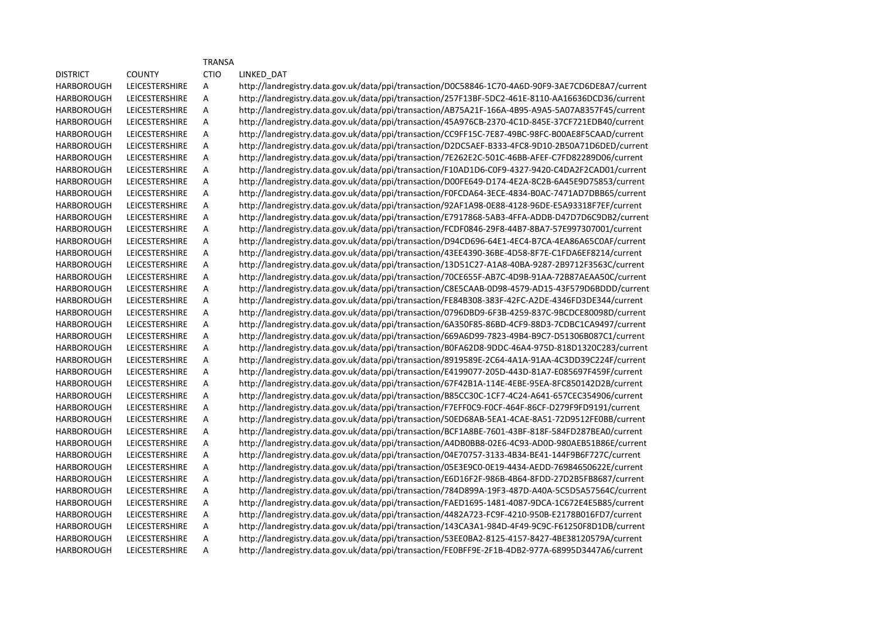| DISTRICT | COUNTY | TRANSACTIO | LINKED_DAT |
|---|---|---|---|
| HARBOROUGH | LEICESTERSHIRE | A | http://landregistry.data.gov.uk/data/ppi/transaction/D0C58846-1C70-4A6D-90F9-3AE7CD6DE8A7/current |
| HARBOROUGH | LEICESTERSHIRE | A | http://landregistry.data.gov.uk/data/ppi/transaction/257F13BF-5DC2-461E-8110-AA16636DCD36/current |
| HARBOROUGH | LEICESTERSHIRE | A | http://landregistry.data.gov.uk/data/ppi/transaction/AB75A21F-166A-4B95-A9A5-5A07A8357F45/current |
| HARBOROUGH | LEICESTERSHIRE | A | http://landregistry.data.gov.uk/data/ppi/transaction/45A976CB-2370-4C1D-845E-37CF721EDB40/current |
| HARBOROUGH | LEICESTERSHIRE | A | http://landregistry.data.gov.uk/data/ppi/transaction/CC9FF15C-7E87-49BC-98FC-B00AE8F5CAAD/current |
| HARBOROUGH | LEICESTERSHIRE | A | http://landregistry.data.gov.uk/data/ppi/transaction/D2DC5AEF-B333-4FC8-9D10-2B50A71D6DED/current |
| HARBOROUGH | LEICESTERSHIRE | A | http://landregistry.data.gov.uk/data/ppi/transaction/7E262E2C-501C-46BB-AFEF-C7FD82289D06/current |
| HARBOROUGH | LEICESTERSHIRE | A | http://landregistry.data.gov.uk/data/ppi/transaction/F10AD1D6-C0F9-4327-9420-C4DA2F2CAD01/current |
| HARBOROUGH | LEICESTERSHIRE | A | http://landregistry.data.gov.uk/data/ppi/transaction/D00FE649-D174-4E2A-8C2B-6A45E9D75853/current |
| HARBOROUGH | LEICESTERSHIRE | A | http://landregistry.data.gov.uk/data/ppi/transaction/F0FCDA64-3ECE-4834-B0AC-7471AD7DBB65/current |
| HARBOROUGH | LEICESTERSHIRE | A | http://landregistry.data.gov.uk/data/ppi/transaction/92AF1A98-0E88-4128-96DE-E5A93318F7EF/current |
| HARBOROUGH | LEICESTERSHIRE | A | http://landregistry.data.gov.uk/data/ppi/transaction/E7917868-5AB3-4FFA-ADDB-D47D7D6C9DB2/current |
| HARBOROUGH | LEICESTERSHIRE | A | http://landregistry.data.gov.uk/data/ppi/transaction/FCDF0846-29F8-44B7-8BA7-57E997307001/current |
| HARBOROUGH | LEICESTERSHIRE | A | http://landregistry.data.gov.uk/data/ppi/transaction/D94CD696-64E1-4EC4-B7CA-4EA86A65C0AF/current |
| HARBOROUGH | LEICESTERSHIRE | A | http://landregistry.data.gov.uk/data/ppi/transaction/43EE4390-36BE-4D58-8F7E-C1FDA6EF8214/current |
| HARBOROUGH | LEICESTERSHIRE | A | http://landregistry.data.gov.uk/data/ppi/transaction/13D51C27-A1A8-40BA-9287-2B9712F3563C/current |
| HARBOROUGH | LEICESTERSHIRE | A | http://landregistry.data.gov.uk/data/ppi/transaction/70CE655F-AB7C-4D9B-91AA-72B87AEAA50C/current |
| HARBOROUGH | LEICESTERSHIRE | A | http://landregistry.data.gov.uk/data/ppi/transaction/C8E5CAAB-0D98-4579-AD15-43F579D6BDDD/current |
| HARBOROUGH | LEICESTERSHIRE | A | http://landregistry.data.gov.uk/data/ppi/transaction/FE84B308-383F-42FC-A2DE-4346FD3DE344/current |
| HARBOROUGH | LEICESTERSHIRE | A | http://landregistry.data.gov.uk/data/ppi/transaction/0796DBD9-6F3B-4259-837C-9BCDCE80098D/current |
| HARBOROUGH | LEICESTERSHIRE | A | http://landregistry.data.gov.uk/data/ppi/transaction/6A350F85-86BD-4CF9-88D3-7CDBC1CA9497/current |
| HARBOROUGH | LEICESTERSHIRE | A | http://landregistry.data.gov.uk/data/ppi/transaction/669A6D99-7823-49B4-B9C7-D51306B087C1/current |
| HARBOROUGH | LEICESTERSHIRE | A | http://landregistry.data.gov.uk/data/ppi/transaction/B0FA62D8-9DDC-46A4-975D-818D1320C283/current |
| HARBOROUGH | LEICESTERSHIRE | A | http://landregistry.data.gov.uk/data/ppi/transaction/8919589E-2C64-4A1A-91AA-4C3DD39C224F/current |
| HARBOROUGH | LEICESTERSHIRE | A | http://landregistry.data.gov.uk/data/ppi/transaction/E4199077-205D-443D-81A7-E085697F459F/current |
| HARBOROUGH | LEICESTERSHIRE | A | http://landregistry.data.gov.uk/data/ppi/transaction/67F42B1A-114E-4EBE-95EA-8FC850142D2B/current |
| HARBOROUGH | LEICESTERSHIRE | A | http://landregistry.data.gov.uk/data/ppi/transaction/B85CC30C-1CF7-4C24-A641-657CEC354906/current |
| HARBOROUGH | LEICESTERSHIRE | A | http://landregistry.data.gov.uk/data/ppi/transaction/F7EFF0C9-F0CF-464F-86CF-D279F9FD9191/current |
| HARBOROUGH | LEICESTERSHIRE | A | http://landregistry.data.gov.uk/data/ppi/transaction/50ED68AB-5EA1-4CAE-8A51-72D9512FE0BB/current |
| HARBOROUGH | LEICESTERSHIRE | A | http://landregistry.data.gov.uk/data/ppi/transaction/BCF1A8BE-7601-43BF-818F-584FD287BEA0/current |
| HARBOROUGH | LEICESTERSHIRE | A | http://landregistry.data.gov.uk/data/ppi/transaction/A4DB0BB8-02E6-4C93-AD0D-980AEB51B86E/current |
| HARBOROUGH | LEICESTERSHIRE | A | http://landregistry.data.gov.uk/data/ppi/transaction/04E70757-3133-4B34-BE41-144F9B6F727C/current |
| HARBOROUGH | LEICESTERSHIRE | A | http://landregistry.data.gov.uk/data/ppi/transaction/05E3E9C0-0E19-4434-AEDD-76984650622E/current |
| HARBOROUGH | LEICESTERSHIRE | A | http://landregistry.data.gov.uk/data/ppi/transaction/E6D16F2F-986B-4B64-8FDD-27D2B5FB8687/current |
| HARBOROUGH | LEICESTERSHIRE | A | http://landregistry.data.gov.uk/data/ppi/transaction/784D899A-19F3-487D-A40A-5C5D5A57564C/current |
| HARBOROUGH | LEICESTERSHIRE | A | http://landregistry.data.gov.uk/data/ppi/transaction/FAED1695-1481-4087-9DCA-1C672E4E5B85/current |
| HARBOROUGH | LEICESTERSHIRE | A | http://landregistry.data.gov.uk/data/ppi/transaction/4482A723-FC9F-4210-950B-E2178B016FD7/current |
| HARBOROUGH | LEICESTERSHIRE | A | http://landregistry.data.gov.uk/data/ppi/transaction/143CA3A1-984D-4F49-9C9C-F61250F8D1DB/current |
| HARBOROUGH | LEICESTERSHIRE | A | http://landregistry.data.gov.uk/data/ppi/transaction/53EE0BA2-8125-4157-8427-4BE38120579A/current |
| HARBOROUGH | LEICESTERSHIRE | A | http://landregistry.data.gov.uk/data/ppi/transaction/FE0BFF9E-2F1B-4DB2-977A-68995D3447A6/current |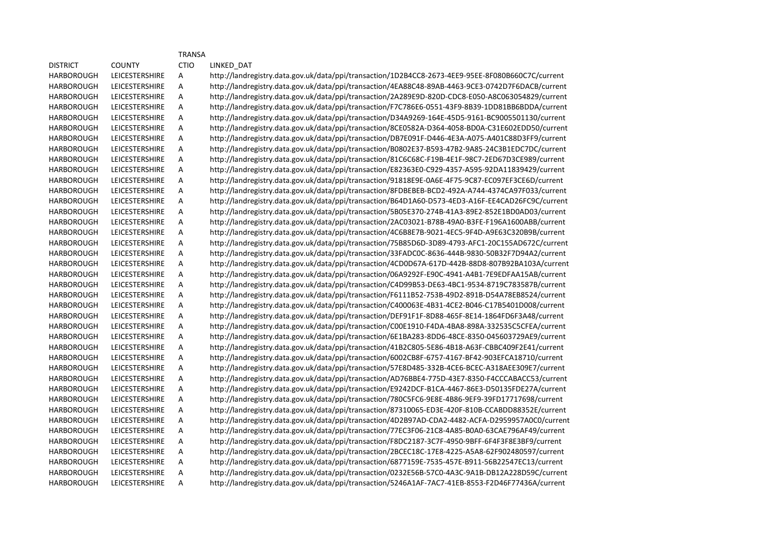| DISTRICT | COUNTY | TRANSACTIO | LINKED_DAT |
|---|---|---|---|
| HARBOROUGH | LEICESTERSHIRE | A | http://landregistry.data.gov.uk/data/ppi/transaction/1D2B4CC8-2673-4EE9-95EE-8F080B660C7C/current |
| HARBOROUGH | LEICESTERSHIRE | A | http://landregistry.data.gov.uk/data/ppi/transaction/4EA88C48-89AB-4463-9CE3-0742D7F6DACB/current |
| HARBOROUGH | LEICESTERSHIRE | A | http://landregistry.data.gov.uk/data/ppi/transaction/2A289E9D-820D-CDC8-E050-A8C063054829/current |
| HARBOROUGH | LEICESTERSHIRE | A | http://landregistry.data.gov.uk/data/ppi/transaction/F7C786E6-0551-43F9-8B39-1DD81BB6BDDA/current |
| HARBOROUGH | LEICESTERSHIRE | A | http://landregistry.data.gov.uk/data/ppi/transaction/D34A9269-164E-45D5-9161-BC9005501130/current |
| HARBOROUGH | LEICESTERSHIRE | A | http://landregistry.data.gov.uk/data/ppi/transaction/8CE0582A-D364-4058-BD0A-C31E602EDD50/current |
| HARBOROUGH | LEICESTERSHIRE | A | http://landregistry.data.gov.uk/data/ppi/transaction/DB7E091F-D446-4E3A-A075-A401C88D3FF9/current |
| HARBOROUGH | LEICESTERSHIRE | A | http://landregistry.data.gov.uk/data/ppi/transaction/B0802E37-B593-47B2-9A85-24C3B1EDC7DC/current |
| HARBOROUGH | LEICESTERSHIRE | A | http://landregistry.data.gov.uk/data/ppi/transaction/81C6C68C-F19B-4E1F-98C7-2ED67D3CE989/current |
| HARBOROUGH | LEICESTERSHIRE | A | http://landregistry.data.gov.uk/data/ppi/transaction/E82363E0-C929-4357-A595-92DA11839429/current |
| HARBOROUGH | LEICESTERSHIRE | A | http://landregistry.data.gov.uk/data/ppi/transaction/91818E9E-0A6E-4F75-9C87-EC097EF3CE6D/current |
| HARBOROUGH | LEICESTERSHIRE | A | http://landregistry.data.gov.uk/data/ppi/transaction/8FDBEBEB-BCD2-492A-A744-4374CA97F033/current |
| HARBOROUGH | LEICESTERSHIRE | A | http://landregistry.data.gov.uk/data/ppi/transaction/B64D1A60-D573-4ED3-A16F-EE4CAD26FC9C/current |
| HARBOROUGH | LEICESTERSHIRE | A | http://landregistry.data.gov.uk/data/ppi/transaction/5B05E370-274B-41A3-89E2-852E1BD0AD03/current |
| HARBOROUGH | LEICESTERSHIRE | A | http://landregistry.data.gov.uk/data/ppi/transaction/2AC03021-B78B-49A0-B3FE-F196A1600ABB/current |
| HARBOROUGH | LEICESTERSHIRE | A | http://landregistry.data.gov.uk/data/ppi/transaction/4C6B8E7B-9021-4EC5-9F4D-A9E63C320B9B/current |
| HARBOROUGH | LEICESTERSHIRE | A | http://landregistry.data.gov.uk/data/ppi/transaction/75B85D6D-3D89-4793-AFC1-20C155AD672C/current |
| HARBOROUGH | LEICESTERSHIRE | A | http://landregistry.data.gov.uk/data/ppi/transaction/33FADC0C-8636-444B-9830-50B32F7D94A2/current |
| HARBOROUGH | LEICESTERSHIRE | A | http://landregistry.data.gov.uk/data/ppi/transaction/4CD0D67A-617D-442B-88D8-807B92BA103A/current |
| HARBOROUGH | LEICESTERSHIRE | A | http://landregistry.data.gov.uk/data/ppi/transaction/06A9292F-E90C-4941-A4B1-7E9EDFAA15AB/current |
| HARBOROUGH | LEICESTERSHIRE | A | http://landregistry.data.gov.uk/data/ppi/transaction/C4D99B53-DE63-4BC1-9534-8719C783587B/current |
| HARBOROUGH | LEICESTERSHIRE | A | http://landregistry.data.gov.uk/data/ppi/transaction/F6111B52-753B-49D2-891B-D54A78EB8524/current |
| HARBOROUGH | LEICESTERSHIRE | A | http://landregistry.data.gov.uk/data/ppi/transaction/C400063E-4B31-4CE2-B046-C17B5401D008/current |
| HARBOROUGH | LEICESTERSHIRE | A | http://landregistry.data.gov.uk/data/ppi/transaction/DEF91F1F-8D88-465F-8E14-1864FD6F3A48/current |
| HARBOROUGH | LEICESTERSHIRE | A | http://landregistry.data.gov.uk/data/ppi/transaction/C00E1910-F4DA-4BA8-898A-332535C5CFEA/current |
| HARBOROUGH | LEICESTERSHIRE | A | http://landregistry.data.gov.uk/data/ppi/transaction/6E1BA283-8DD6-48CE-8350-045603729AE9/current |
| HARBOROUGH | LEICESTERSHIRE | A | http://landregistry.data.gov.uk/data/ppi/transaction/41B2C805-5E86-4B18-A63F-CBBC409F2E41/current |
| HARBOROUGH | LEICESTERSHIRE | A | http://landregistry.data.gov.uk/data/ppi/transaction/6002CB8F-6757-4167-BF42-903EFCA18710/current |
| HARBOROUGH | LEICESTERSHIRE | A | http://landregistry.data.gov.uk/data/ppi/transaction/57E8D485-332B-4CE6-BCEC-A318AEE309E7/current |
| HARBOROUGH | LEICESTERSHIRE | A | http://landregistry.data.gov.uk/data/ppi/transaction/AD76BBE4-775D-43E7-8350-F4CCCABACC53/current |
| HARBOROUGH | LEICESTERSHIRE | A | http://landregistry.data.gov.uk/data/ppi/transaction/E9242DCF-B1CA-4467-86E3-D50135FDE27A/current |
| HARBOROUGH | LEICESTERSHIRE | A | http://landregistry.data.gov.uk/data/ppi/transaction/780C5FC6-9E8E-4B86-9EF9-39FD17717698/current |
| HARBOROUGH | LEICESTERSHIRE | A | http://landregistry.data.gov.uk/data/ppi/transaction/87310065-ED3E-420F-810B-CCABDD88352E/current |
| HARBOROUGH | LEICESTERSHIRE | A | http://landregistry.data.gov.uk/data/ppi/transaction/4D2B97AD-CDA2-4482-ACFA-D2959957A0C0/current |
| HARBOROUGH | LEICESTERSHIRE | A | http://landregistry.data.gov.uk/data/ppi/transaction/77EC3F06-21C8-4A85-B0A0-63CAE796AF49/current |
| HARBOROUGH | LEICESTERSHIRE | A | http://landregistry.data.gov.uk/data/ppi/transaction/F8DC2187-3C7F-4950-9BFF-6F4F3F8E3BF9/current |
| HARBOROUGH | LEICESTERSHIRE | A | http://landregistry.data.gov.uk/data/ppi/transaction/2BCEC18C-17E8-4225-A5A8-62F902480597/current |
| HARBOROUGH | LEICESTERSHIRE | A | http://landregistry.data.gov.uk/data/ppi/transaction/6877159E-7535-457E-B911-56B22547EC13/current |
| HARBOROUGH | LEICESTERSHIRE | A | http://landregistry.data.gov.uk/data/ppi/transaction/0232E56B-57C0-4A3C-9A1B-DB12A228D59C/current |
| HARBOROUGH | LEICESTERSHIRE | A | http://landregistry.data.gov.uk/data/ppi/transaction/5246A1AF-7AC7-41EB-8553-F2D46F77436A/current |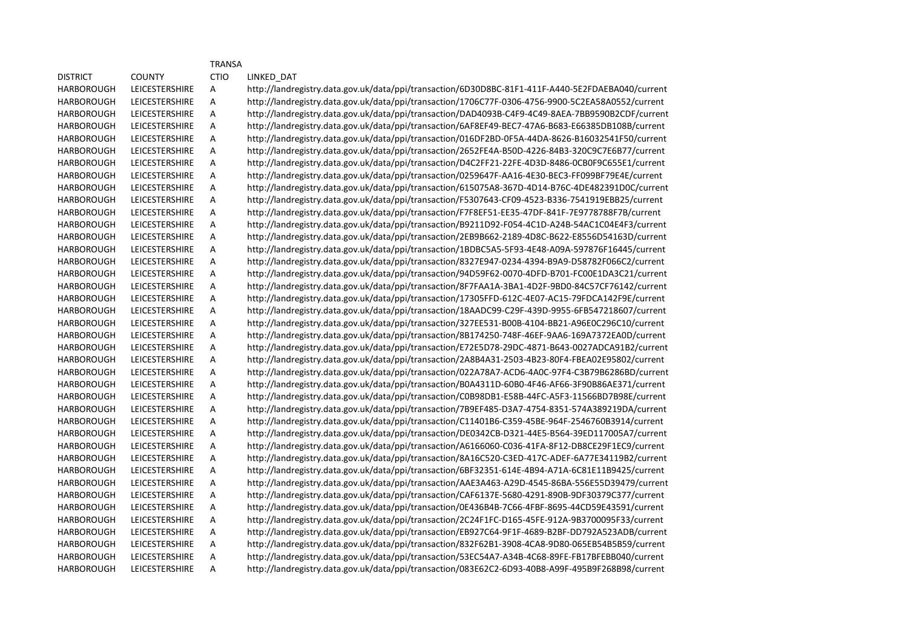| DISTRICT | COUNTY | TRANSACTIO | LINKED_DAT |
|---|---|---|---|
| HARBOROUGH | LEICESTERSHIRE | A | http://landregistry.data.gov.uk/data/ppi/transaction/6D30D8BC-81F1-411F-A440-5E2FDAEBA040/current |
| HARBOROUGH | LEICESTERSHIRE | A | http://landregistry.data.gov.uk/data/ppi/transaction/1706C77F-0306-4756-9900-5C2EA58A0552/current |
| HARBOROUGH | LEICESTERSHIRE | A | http://landregistry.data.gov.uk/data/ppi/transaction/DAD4093B-C4F9-4C49-8AEA-7BB9590B2CDF/current |
| HARBOROUGH | LEICESTERSHIRE | A | http://landregistry.data.gov.uk/data/ppi/transaction/6AF8EF49-BEC7-47A6-B683-E66385DB108B/current |
| HARBOROUGH | LEICESTERSHIRE | A | http://landregistry.data.gov.uk/data/ppi/transaction/016DF2BD-0F5A-44DA-8626-B16032541F50/current |
| HARBOROUGH | LEICESTERSHIRE | A | http://landregistry.data.gov.uk/data/ppi/transaction/2652FE4A-B50D-4226-84B3-320C9C7E6B77/current |
| HARBOROUGH | LEICESTERSHIRE | A | http://landregistry.data.gov.uk/data/ppi/transaction/D4C2FF21-22FE-4D3D-8486-0CB0F9C655E1/current |
| HARBOROUGH | LEICESTERSHIRE | A | http://landregistry.data.gov.uk/data/ppi/transaction/0259647F-AA16-4E30-BEC3-FF099BF79E4E/current |
| HARBOROUGH | LEICESTERSHIRE | A | http://landregistry.data.gov.uk/data/ppi/transaction/615075A8-367D-4D14-B76C-4DE482391D0C/current |
| HARBOROUGH | LEICESTERSHIRE | A | http://landregistry.data.gov.uk/data/ppi/transaction/F5307643-CF09-4523-B336-7541919EBB25/current |
| HARBOROUGH | LEICESTERSHIRE | A | http://landregistry.data.gov.uk/data/ppi/transaction/F7F8EF51-EE35-47DF-841F-7E9778788F7B/current |
| HARBOROUGH | LEICESTERSHIRE | A | http://landregistry.data.gov.uk/data/ppi/transaction/B9211D92-F054-4C1D-A24B-54AC1C04E4F3/current |
| HARBOROUGH | LEICESTERSHIRE | A | http://landregistry.data.gov.uk/data/ppi/transaction/2EB9B662-2189-4D8C-B622-E8556D54163D/current |
| HARBOROUGH | LEICESTERSHIRE | A | http://landregistry.data.gov.uk/data/ppi/transaction/1BDBC5A5-5F93-4E48-A09A-597876F16445/current |
| HARBOROUGH | LEICESTERSHIRE | A | http://landregistry.data.gov.uk/data/ppi/transaction/8327E947-0234-4394-B9A9-D58782F066C2/current |
| HARBOROUGH | LEICESTERSHIRE | A | http://landregistry.data.gov.uk/data/ppi/transaction/94D59F62-0070-4DFD-B701-FC00E1DA3C21/current |
| HARBOROUGH | LEICESTERSHIRE | A | http://landregistry.data.gov.uk/data/ppi/transaction/8F7FAA1A-3BA1-4D2F-9BD0-84C57CF76142/current |
| HARBOROUGH | LEICESTERSHIRE | A | http://landregistry.data.gov.uk/data/ppi/transaction/17305FFD-612C-4E07-AC15-79FDCA142F9E/current |
| HARBOROUGH | LEICESTERSHIRE | A | http://landregistry.data.gov.uk/data/ppi/transaction/18AADC99-C29F-439D-9955-6FB547218607/current |
| HARBOROUGH | LEICESTERSHIRE | A | http://landregistry.data.gov.uk/data/ppi/transaction/327EE531-B00B-4104-BB21-A96E0C296C10/current |
| HARBOROUGH | LEICESTERSHIRE | A | http://landregistry.data.gov.uk/data/ppi/transaction/8B174250-748F-46EF-9AA6-169A7372EA0D/current |
| HARBOROUGH | LEICESTERSHIRE | A | http://landregistry.data.gov.uk/data/ppi/transaction/E72E5D78-29DC-4871-B643-0027ADCA91B2/current |
| HARBOROUGH | LEICESTERSHIRE | A | http://landregistry.data.gov.uk/data/ppi/transaction/2A8B4A31-2503-4B23-80F4-FBEA02E95802/current |
| HARBOROUGH | LEICESTERSHIRE | A | http://landregistry.data.gov.uk/data/ppi/transaction/022A78A7-ACD6-4A0C-97F4-C3B79B6286BD/current |
| HARBOROUGH | LEICESTERSHIRE | A | http://landregistry.data.gov.uk/data/ppi/transaction/B0A4311D-60B0-4F46-AF66-3F90B86AE371/current |
| HARBOROUGH | LEICESTERSHIRE | A | http://landregistry.data.gov.uk/data/ppi/transaction/C0B98DB1-E58B-44FC-A5F3-11566BD7B98E/current |
| HARBOROUGH | LEICESTERSHIRE | A | http://landregistry.data.gov.uk/data/ppi/transaction/7B9EF485-D3A7-4754-8351-574A389219DA/current |
| HARBOROUGH | LEICESTERSHIRE | A | http://landregistry.data.gov.uk/data/ppi/transaction/C11401B6-C359-45BE-964F-2546760B3914/current |
| HARBOROUGH | LEICESTERSHIRE | A | http://landregistry.data.gov.uk/data/ppi/transaction/DE0342CB-D321-44E5-B564-39ED117005A7/current |
| HARBOROUGH | LEICESTERSHIRE | A | http://landregistry.data.gov.uk/data/ppi/transaction/A6166060-C036-41FA-8F12-DB8CE29F1EC9/current |
| HARBOROUGH | LEICESTERSHIRE | A | http://landregistry.data.gov.uk/data/ppi/transaction/8A16C520-C3ED-417C-ADEF-6A77E34119B2/current |
| HARBOROUGH | LEICESTERSHIRE | A | http://landregistry.data.gov.uk/data/ppi/transaction/6BF32351-614E-4B94-A71A-6C81E11B9425/current |
| HARBOROUGH | LEICESTERSHIRE | A | http://landregistry.data.gov.uk/data/ppi/transaction/AAE3A463-A29D-4545-86BA-556E55D39479/current |
| HARBOROUGH | LEICESTERSHIRE | A | http://landregistry.data.gov.uk/data/ppi/transaction/CAF6137E-5680-4291-890B-9DF30379C377/current |
| HARBOROUGH | LEICESTERSHIRE | A | http://landregistry.data.gov.uk/data/ppi/transaction/0E436B4B-7C66-4FBF-8695-44CD59E43591/current |
| HARBOROUGH | LEICESTERSHIRE | A | http://landregistry.data.gov.uk/data/ppi/transaction/2C24F1FC-D165-45FE-912A-9B3700095F33/current |
| HARBOROUGH | LEICESTERSHIRE | A | http://landregistry.data.gov.uk/data/ppi/transaction/EB927C64-9F1F-4689-B2BF-DD792A523ADB/current |
| HARBOROUGH | LEICESTERSHIRE | A | http://landregistry.data.gov.uk/data/ppi/transaction/832F62B1-3908-4CA8-9D80-065EB54B5B59/current |
| HARBOROUGH | LEICESTERSHIRE | A | http://landregistry.data.gov.uk/data/ppi/transaction/53EC54A7-A34B-4C68-89FE-FB17BFEBB040/current |
| HARBOROUGH | LEICESTERSHIRE | A | http://landregistry.data.gov.uk/data/ppi/transaction/083E62C2-6D93-40B8-A99F-495B9F268B98/current |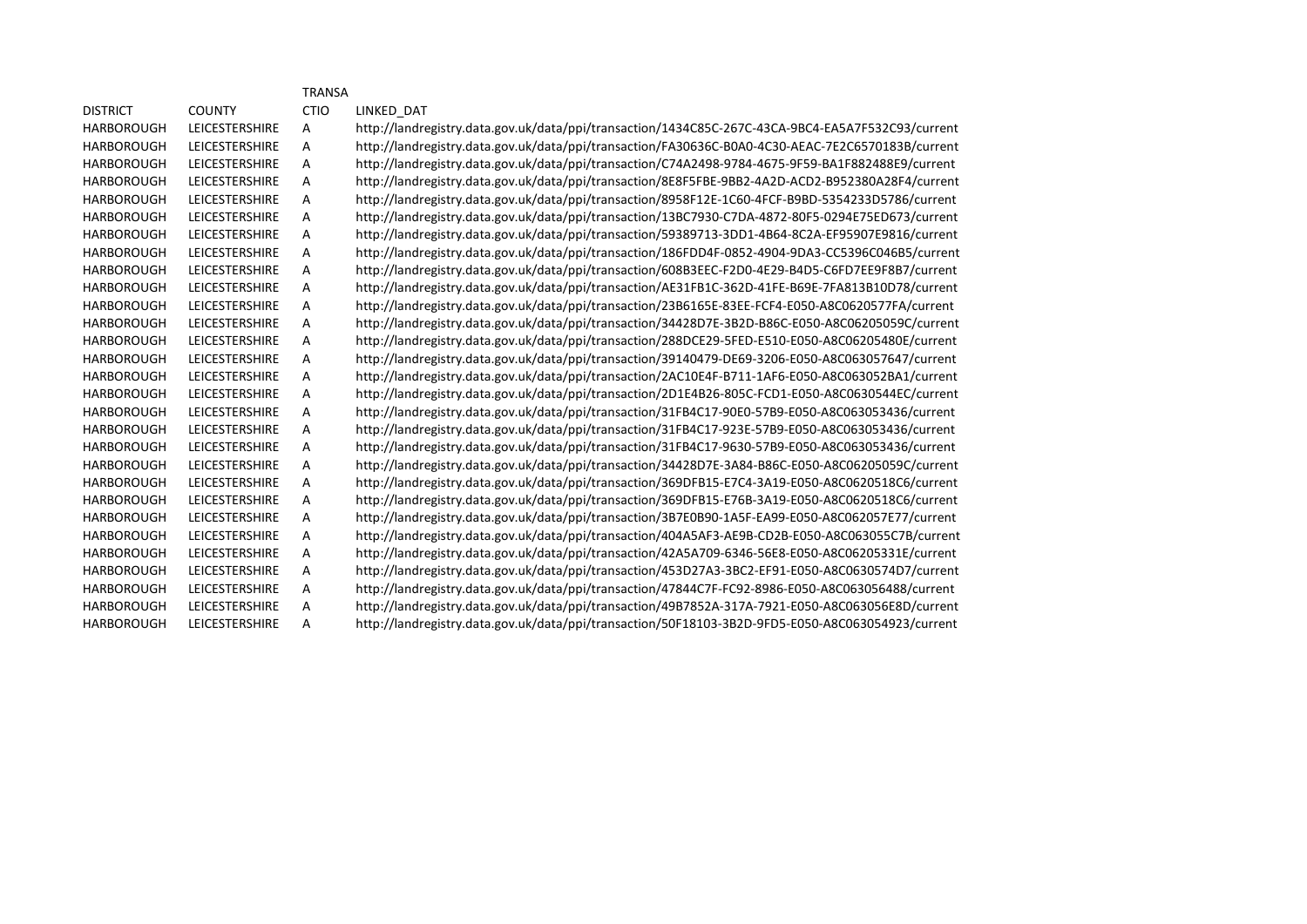| DISTRICT | COUNTY | TRANSACTIO | LINKED_DAT |
|---|---|---|---|
| HARBOROUGH | LEICESTERSHIRE | A | http://landregistry.data.gov.uk/data/ppi/transaction/1434C85C-267C-43CA-9BC4-EA5A7F532C93/current |
| HARBOROUGH | LEICESTERSHIRE | A | http://landregistry.data.gov.uk/data/ppi/transaction/FA30636C-B0A0-4C30-AEAC-7E2C6570183B/current |
| HARBOROUGH | LEICESTERSHIRE | A | http://landregistry.data.gov.uk/data/ppi/transaction/C74A2498-9784-4675-9F59-BA1F882488E9/current |
| HARBOROUGH | LEICESTERSHIRE | A | http://landregistry.data.gov.uk/data/ppi/transaction/8E8F5FBE-9BB2-4A2D-ACD2-B952380A28F4/current |
| HARBOROUGH | LEICESTERSHIRE | A | http://landregistry.data.gov.uk/data/ppi/transaction/8958F12E-1C60-4FCF-B9BD-5354233D5786/current |
| HARBOROUGH | LEICESTERSHIRE | A | http://landregistry.data.gov.uk/data/ppi/transaction/13BC7930-C7DA-4872-80F5-0294E75ED673/current |
| HARBOROUGH | LEICESTERSHIRE | A | http://landregistry.data.gov.uk/data/ppi/transaction/59389713-3DD1-4B64-8C2A-EF95907E9816/current |
| HARBOROUGH | LEICESTERSHIRE | A | http://landregistry.data.gov.uk/data/ppi/transaction/186FDD4F-0852-4904-9DA3-CC5396C046B5/current |
| HARBOROUGH | LEICESTERSHIRE | A | http://landregistry.data.gov.uk/data/ppi/transaction/608B3EEC-F2D0-4E29-B4D5-C6FD7EE9F8B7/current |
| HARBOROUGH | LEICESTERSHIRE | A | http://landregistry.data.gov.uk/data/ppi/transaction/AE31FB1C-362D-41FE-B69E-7FA813B10D78/current |
| HARBOROUGH | LEICESTERSHIRE | A | http://landregistry.data.gov.uk/data/ppi/transaction/23B6165E-83EE-FCF4-E050-A8C0620577FA/current |
| HARBOROUGH | LEICESTERSHIRE | A | http://landregistry.data.gov.uk/data/ppi/transaction/34428D7E-3B2D-B86C-E050-A8C06205059C/current |
| HARBOROUGH | LEICESTERSHIRE | A | http://landregistry.data.gov.uk/data/ppi/transaction/288DCE29-5FED-E510-E050-A8C06205480E/current |
| HARBOROUGH | LEICESTERSHIRE | A | http://landregistry.data.gov.uk/data/ppi/transaction/39140479-DE69-3206-E050-A8C063057647/current |
| HARBOROUGH | LEICESTERSHIRE | A | http://landregistry.data.gov.uk/data/ppi/transaction/2AC10E4F-B711-1AF6-E050-A8C063052BA1/current |
| HARBOROUGH | LEICESTERSHIRE | A | http://landregistry.data.gov.uk/data/ppi/transaction/2D1E4B26-805C-FCD1-E050-A8C0630544EC/current |
| HARBOROUGH | LEICESTERSHIRE | A | http://landregistry.data.gov.uk/data/ppi/transaction/31FB4C17-90E0-57B9-E050-A8C063053436/current |
| HARBOROUGH | LEICESTERSHIRE | A | http://landregistry.data.gov.uk/data/ppi/transaction/31FB4C17-923E-57B9-E050-A8C063053436/current |
| HARBOROUGH | LEICESTERSHIRE | A | http://landregistry.data.gov.uk/data/ppi/transaction/31FB4C17-9630-57B9-E050-A8C063053436/current |
| HARBOROUGH | LEICESTERSHIRE | A | http://landregistry.data.gov.uk/data/ppi/transaction/34428D7E-3A84-B86C-E050-A8C06205059C/current |
| HARBOROUGH | LEICESTERSHIRE | A | http://landregistry.data.gov.uk/data/ppi/transaction/369DFB15-E7C4-3A19-E050-A8C0620518C6/current |
| HARBOROUGH | LEICESTERSHIRE | A | http://landregistry.data.gov.uk/data/ppi/transaction/369DFB15-E76B-3A19-E050-A8C0620518C6/current |
| HARBOROUGH | LEICESTERSHIRE | A | http://landregistry.data.gov.uk/data/ppi/transaction/3B7E0B90-1A5F-EA99-E050-A8C062057E77/current |
| HARBOROUGH | LEICESTERSHIRE | A | http://landregistry.data.gov.uk/data/ppi/transaction/404A5AF3-AE9B-CD2B-E050-A8C063055C7B/current |
| HARBOROUGH | LEICESTERSHIRE | A | http://landregistry.data.gov.uk/data/ppi/transaction/42A5A709-6346-56E8-E050-A8C06205331E/current |
| HARBOROUGH | LEICESTERSHIRE | A | http://landregistry.data.gov.uk/data/ppi/transaction/453D27A3-3BC2-EF91-E050-A8C0630574D7/current |
| HARBOROUGH | LEICESTERSHIRE | A | http://landregistry.data.gov.uk/data/ppi/transaction/47844C7F-FC92-8986-E050-A8C063056488/current |
| HARBOROUGH | LEICESTERSHIRE | A | http://landregistry.data.gov.uk/data/ppi/transaction/49B7852A-317A-7921-E050-A8C063056E8D/current |
| HARBOROUGH | LEICESTERSHIRE | A | http://landregistry.data.gov.uk/data/ppi/transaction/50F18103-3B2D-9FD5-E050-A8C063054923/current |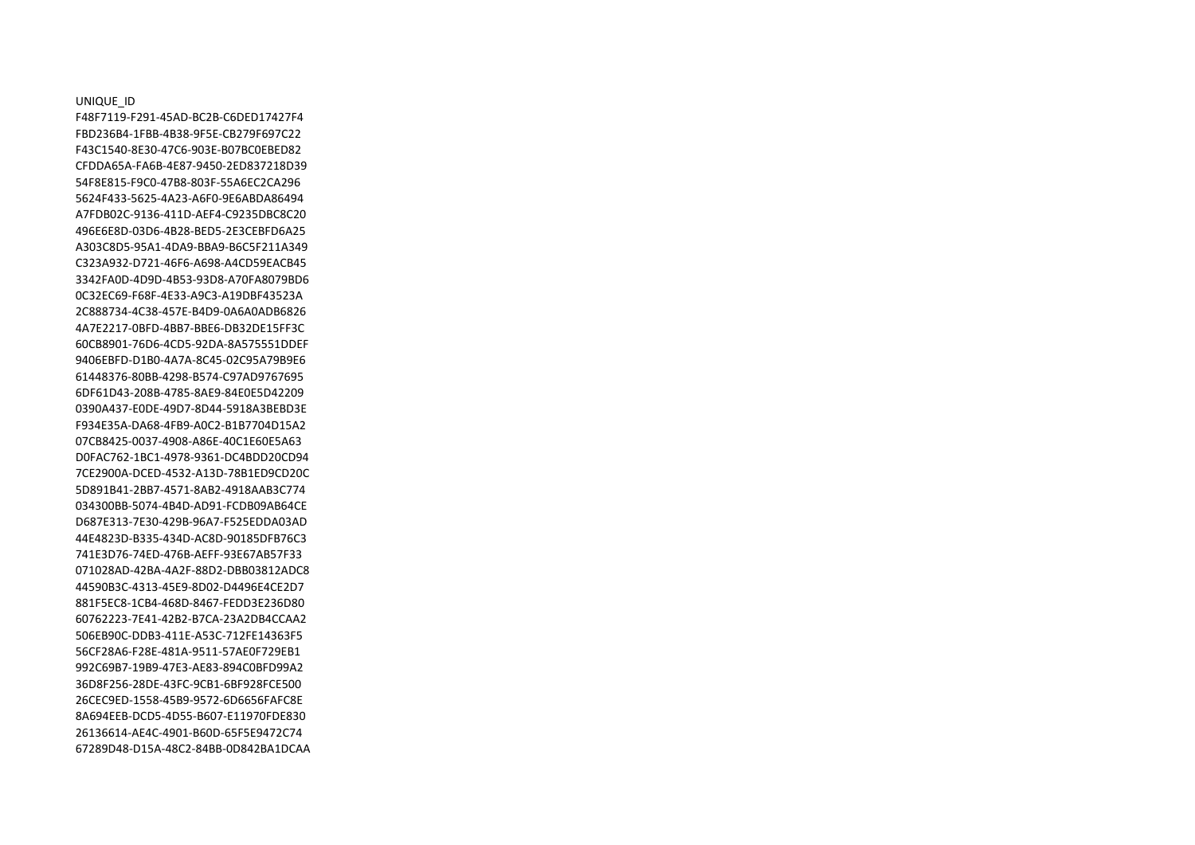UNIQUE_ID
F48F7119-F291-45AD-BC2B-C6DED17427F4
FBD236B4-1FBB-4B38-9F5E-CB279F697C22
F43C1540-8E30-47C6-903E-B07BC0EBED82
CFDDA65A-FA6B-4E87-9450-2ED837218D39
54F8E815-F9C0-47B8-803F-55A6EC2CA296
5624F433-5625-4A23-A6F0-9E6ABDA86494
A7FDB02C-9136-411D-AEF4-C9235DBC8C20
496E6E8D-03D6-4B28-BED5-2E3CEBFD6A25
A303C8D5-95A1-4DA9-BBA9-B6C5F211A349
C323A932-D721-46F6-A698-A4CD59EACB45
3342FA0D-4D9D-4B53-93D8-A70FA8079BD6
0C32EC69-F68F-4E33-A9C3-A19DBF43523A
2C888734-4C38-457E-B4D9-0A6A0ADB6826
4A7E2217-0BFD-4BB7-BBE6-DB32DE15FF3C
60CB8901-76D6-4CD5-92DA-8A575551DDEF
9406EBFD-D1B0-4A7A-8C45-02C95A79B9E6
61448376-80BB-4298-B574-C97AD9767695
6DF61D43-208B-4785-8AE9-84E0E5D42209
0390A437-E0DE-49D7-8D44-5918A3BEBD3E
F934E35A-DA68-4FB9-A0C2-B1B7704D15A2
07CB8425-0037-4908-A86E-40C1E60E5A63
D0FAC762-1BC1-4978-9361-DC4BDD20CD94
7CE2900A-DCED-4532-A13D-78B1ED9CD20C
5D891B41-2BB7-4571-8AB2-4918AAB3C774
034300BB-5074-4B4D-AD91-FCDB09AB64CE
D687E313-7E30-429B-96A7-F525EDDA03AD
44E4823D-B335-434D-AC8D-90185DFB76C3
741E3D76-74ED-476B-AEFF-93E67AB57F33
071028AD-42BA-4A2F-88D2-DBB03812ADC8
44590B3C-4313-45E9-8D02-D4496E4CE2D7
881F5EC8-1CB4-468D-8467-FEDD3E236D80
60762223-7E41-42B2-B7CA-23A2DB4CCAA2
506EB90C-DDB3-411E-A53C-712FE14363F5
56CF28A6-F28E-481A-9511-57AE0F729EB1
992C69B7-19B9-47E3-AE83-894C0BFD99A2
36D8F256-28DE-43FC-9CB1-6BF928FCE500
26CEC9ED-1558-45B9-9572-6D6656FAFC8E
8A694EEB-DCD5-4D55-B607-E11970FDE830
26136614-AE4C-4901-B60D-65F5E9472C74
67289D48-D15A-48C2-84BB-0D842BA1DCAA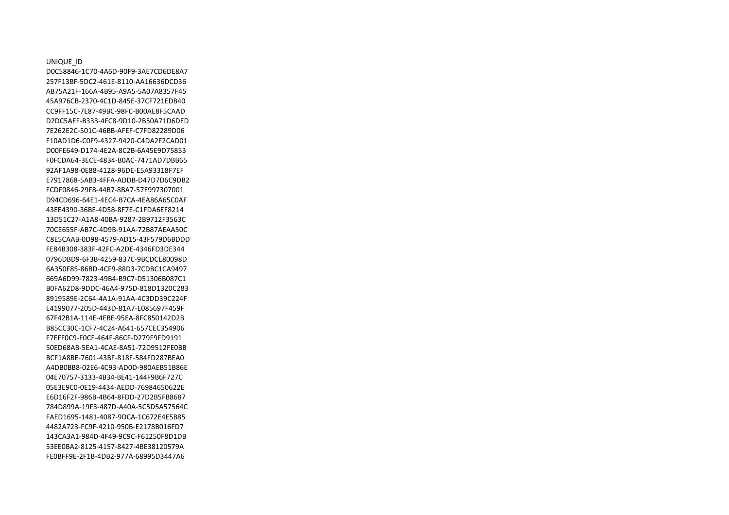| UNIQUE_ID |
|---|
| D0C58846-1C70-4A6D-90F9-3AE7CD6DE8A7 |
| 257F13BF-5DC2-461E-8110-AA16636DCD36 |
| AB75A21F-166A-4B95-A9A5-5A07A8357F45 |
| 45A976CB-2370-4C1D-845E-37CF721EDB40 |
| CC9FF15C-7E87-49BC-98FC-B00AE8F5CAAD |
| D2DC5AEF-B333-4FC8-9D10-2B50A71D6DED |
| 7E262E2C-501C-46BB-AFEF-C7FD82289D06 |
| F10AD1D6-C0F9-4327-9420-C4DA2F2CAD01 |
| D00FE649-D174-4E2A-8C2B-6A45E9D75853 |
| F0FCDA64-3ECE-4834-B0AC-7471AD7DBB65 |
| 92AF1A98-0E88-4128-96DE-E5A93318F7EF |
| E7917868-5AB3-4FFA-ADDB-D47D7D6C9DB2 |
| FCDF0846-29F8-44B7-8BA7-57E997307001 |
| D94CD696-64E1-4EC4-B7CA-4EA86A65C0AF |
| 43EE4390-36BE-4D58-8F7E-C1FDA6EF8214 |
| 13D51C27-A1A8-40BA-9287-2B9712F3563C |
| 70CE655F-AB7C-4D9B-91AA-72B87AEAA50C |
| C8E5CAAB-0D98-4579-AD15-43F579D6BDDD |
| FE84B308-383F-42FC-A2DE-4346FD3DE344 |
| 0796DBD9-6F3B-4259-837C-9BCDCE80098D |
| 6A350F85-86BD-4CF9-88D3-7CDBC1CA9497 |
| 669A6D99-7823-49B4-B9C7-D51306B087C1 |
| B0FA62D8-9DDC-46A4-975D-818D1320C283 |
| 8919589E-2C64-4A1A-91AA-4C3DD39C224F |
| E4199077-205D-443D-81A7-E085697F459F |
| 67F42B1A-114E-4EBE-95EA-8FC850142D2B |
| B85CC30C-1CF7-4C24-A641-657CEC354906 |
| F7EFF0C9-F0CF-464F-86CF-D279F9FD9191 |
| 50ED68AB-5EA1-4CAE-8A51-72D9512FE0BB |
| BCF1A8BE-7601-43BF-818F-584FD287BEA0 |
| A4DB0BB8-02E6-4C93-AD0D-980AEB51B86E |
| 04E70757-3133-4B34-BE41-144F9B6F727C |
| 05E3E9C0-0E19-4434-AEDD-76984650622E |
| E6D16F2F-986B-4B64-8FDD-27D2B5FB8687 |
| 784D899A-19F3-487D-A40A-5C5D5A57564C |
| FAED1695-1481-4087-9DCA-1C672E4E5B85 |
| 4482A723-FC9F-4210-950B-E2178B016FD7 |
| 143CA3A1-984D-4F49-9C9C-F61250F8D1DB |
| 53EE0BA2-8125-4157-8427-4BE38120579A |
| FE0BFF9E-2F1B-4DB2-977A-68995D3447A6 |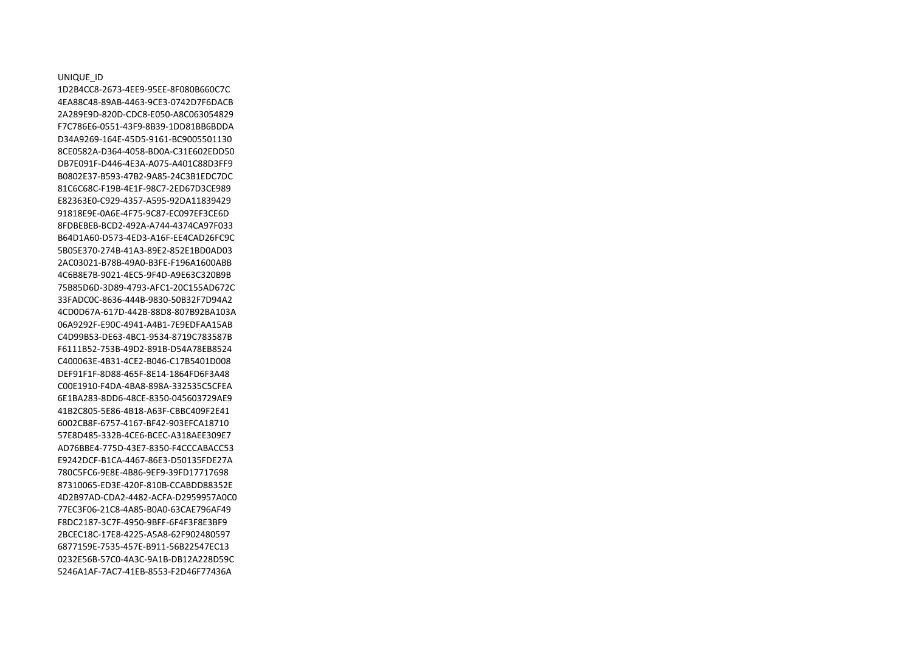UNIQUE_ID
1D2B4CC8-2673-4EE9-95EE-8F080B660C7C
4EA88C48-89AB-4463-9CE3-0742D7F6DACB
2A289E9D-820D-CDC8-E050-A8C063054829
F7C786E6-0551-43F9-8B39-1DD81BB6BDDA
D34A9269-164E-45D5-9161-BC9005501130
8CE0582A-D364-4058-BD0A-C31E602EDD50
DB7E091F-D446-4E3A-A075-A401C88D3FF9
B0802E37-B593-47B2-9A85-24C3B1EDC7DC
81C6C68C-F19B-4E1F-98C7-2ED67D3CE989
E82363E0-C929-4357-A595-92DA11839429
91818E9E-0A6E-4F75-9C87-EC097EF3CE6D
8FDBEBEB-BCD2-492A-A744-4374CA97F033
B64D1A60-D573-4ED3-A16F-EE4CAD26FC9C
5B05E370-274B-41A3-89E2-852E1BD0AD03
2AC03021-B78B-49A0-B3FE-F196A1600ABB
4C6B8E7B-9021-4EC5-9F4D-A9E63C320B9B
75B85D6D-3D89-4793-AFC1-20C155AD672C
33FADC0C-8636-444B-9830-50B32F7D94A2
4CD0D67A-617D-442B-88D8-807B92BA103A
06A9292F-E90C-4941-A4B1-7E9EDFAA15AB
C4D99B53-DE63-4BC1-9534-8719C783587B
F6111B52-753B-49D2-891B-D54A78EB8524
C400063E-4B31-4CE2-B046-C17B5401D008
DEF91F1F-8D88-465F-8E14-1864FD6F3A48
C00E1910-F4DA-4BA8-898A-332535C5CFEA
6E1BA283-8DD6-48CE-8350-045603729AE9
41B2C805-5E86-4B18-A63F-CBBC409F2E41
6002CB8F-6757-4167-BF42-903EFCA18710
57E8D485-332B-4CE6-BCEC-A318AEE309E7
AD76BBE4-775D-43E7-8350-F4CCCABACC53
E9242DCF-B1CA-4467-86E3-D50135FDE27A
780C5FC6-9E8E-4B86-9EF9-39FD17717698
87310065-ED3E-420F-810B-CCABDD88352E
4D2B97AD-CDA2-4482-ACFA-D2959957A0C0
77EC3F06-21C8-4A85-B0A0-63CAE796AF49
F8DC2187-3C7F-4950-9BFF-6F4F3F8E3BF9
2BCEC18C-17E8-4225-A5A8-62F902480597
6877159E-7535-457E-B911-56B22547EC13
0232E56B-57C0-4A3C-9A1B-DB12A228D59C
5246A1AF-7AC7-41EB-8553-F2D46F77436A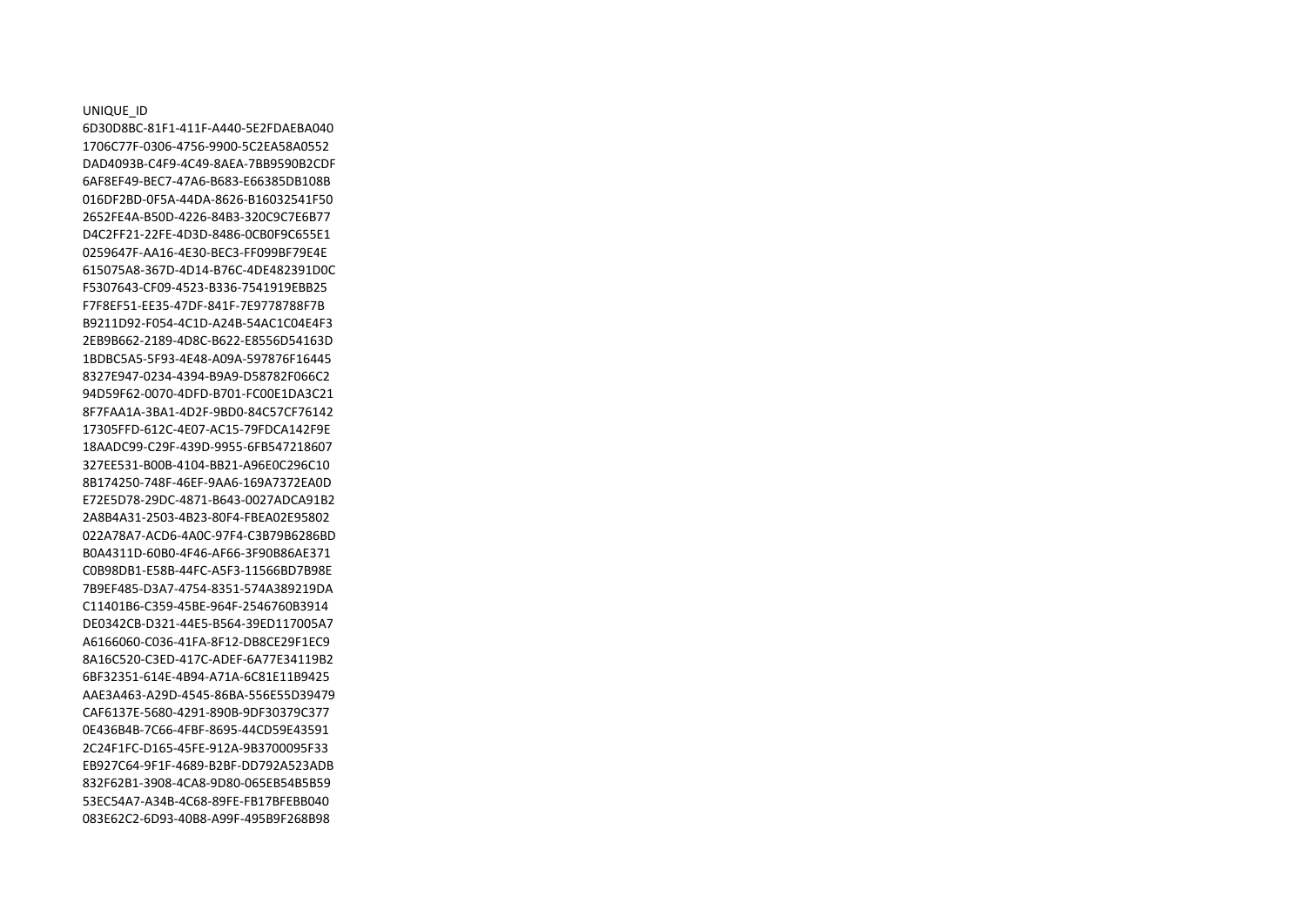UNIQUE_ID

6D30D8BC-81F1-411F-A440-5E2FDAEBA040

1706C77F-0306-4756-9900-5C2EA58A0552

DAD4093B-C4F9-4C49-8AEA-7BB9590B2CDF

6AF8EF49-BEC7-47A6-B683-E66385DB108B

016DF2BD-0F5A-44DA-8626-B16032541F50

2652FE4A-B50D-4226-84B3-320C9C7E6B77

D4C2FF21-22FE-4D3D-8486-0CB0F9C655E1

0259647F-AA16-4E30-BEC3-FF099BF79E4E

615075A8-367D-4D14-B76C-4DE482391D0C

F5307643-CF09-4523-B336-7541919EBB25

F7F8EF51-EE35-47DF-841F-7E9778788F7B

B9211D92-F054-4C1D-A24B-54AC1C04E4F3

2EB9B662-2189-4D8C-B622-E8556D54163D

1BDBC5A5-5F93-4E48-A09A-597876F16445

8327E947-0234-4394-B9A9-D58782F066C2

94D59F62-0070-4DFD-B701-FC00E1DA3C21

8F7FAA1A-3BA1-4D2F-9BD0-84C57CF76142

17305FFD-612C-4E07-AC15-79FDCA142F9E

18AADC99-C29F-439D-9955-6FB547218607

327EE531-B00B-4104-BB21-A96E0C296C10

8B174250-748F-46EF-9AA6-169A7372EA0D

E72E5D78-29DC-4871-B643-0027ADCA91B2

2A8B4A31-2503-4B23-80F4-FBEA02E95802

022A78A7-ACD6-4A0C-97F4-C3B79B6286BD

B0A4311D-60B0-4F46-AF66-3F90B86AE371

C0B98DB1-E58B-44FC-A5F3-11566BD7B98E

7B9EF485-D3A7-4754-8351-574A389219DA

C11401B6-C359-45BE-964F-2546760B3914

DE0342CB-D321-44E5-B564-39ED117005A7

A6166060-C036-41FA-8F12-DB8CE29F1EC9

8A16C520-C3ED-417C-ADEF-6A77E34119B2

6BF32351-614E-4B94-A71A-6C81E11B9425

AAE3A463-A29D-4545-86BA-556E55D39479

CAF6137E-5680-4291-890B-9DF30379C377

0E436B4B-7C66-4FBF-8695-44CD59E43591

2C24F1FC-D165-45FE-912A-9B3700095F33

EB927C64-9F1F-4689-B2BF-DD792A523ADB

832F62B1-3908-4CA8-9D80-065EB54B5B59

53EC54A7-A34B-4C68-89FE-FB17BFEBB040

083E62C2-6D93-40B8-A99F-495B9F268B98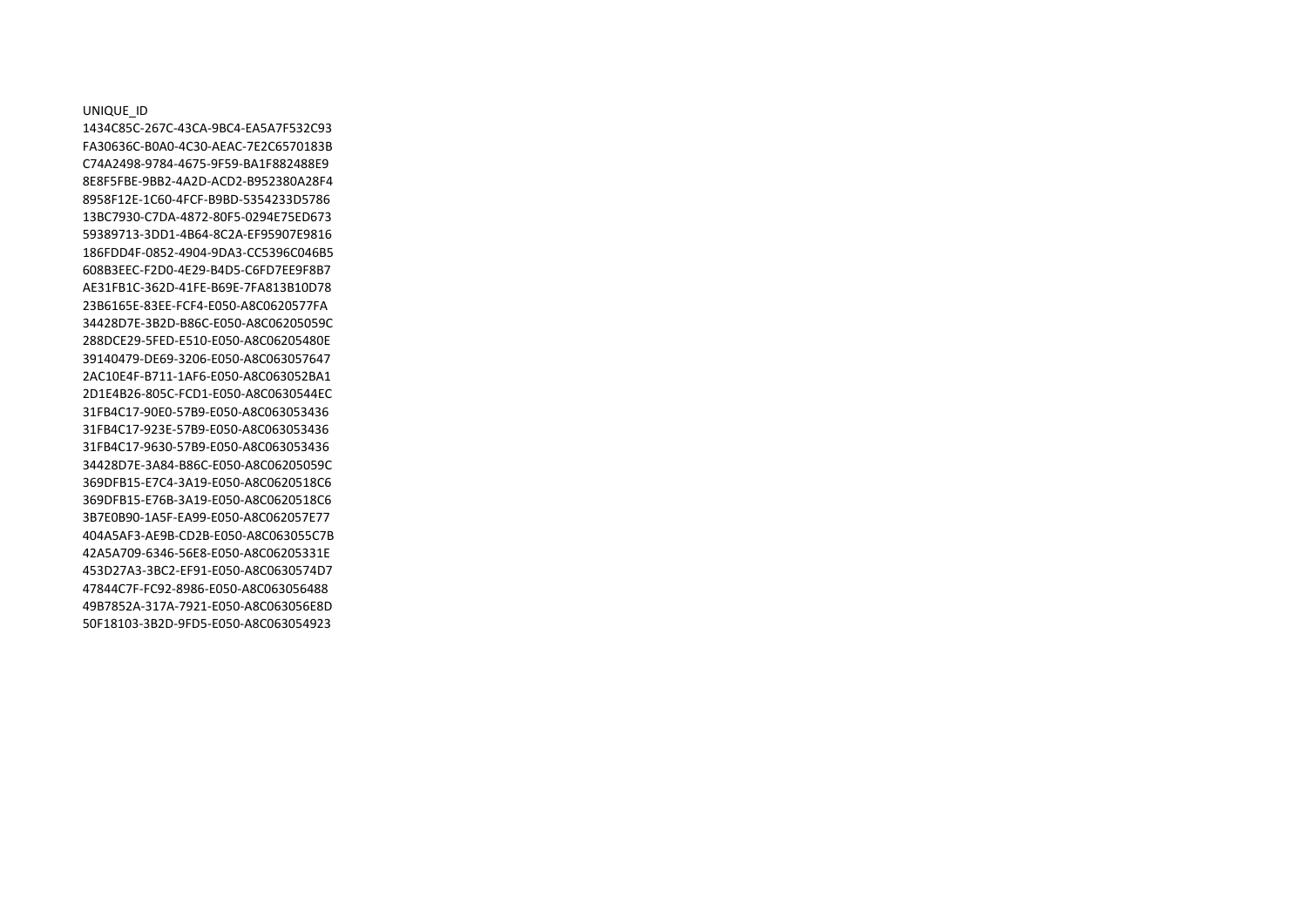UNIQUE_ID
1434C85C-267C-43CA-9BC4-EA5A7F532C93
FA30636C-B0A0-4C30-AEAC-7E2C6570183B
C74A2498-9784-4675-9F59-BA1F882488E9
8E8F5FBE-9BB2-4A2D-ACD2-B952380A28F4
8958F12E-1C60-4FCF-B9BD-5354233D5786
13BC7930-C7DA-4872-80F5-0294E75ED673
59389713-3DD1-4B64-8C2A-EF95907E9816
186FDD4F-0852-4904-9DA3-CC5396C046B5
608B3EEC-F2D0-4E29-B4D5-C6FD7EE9F8B7
AE31FB1C-362D-41FE-B69E-7FA813B10D78
23B6165E-83EE-FCF4-E050-A8C0620577FA
34428D7E-3B2D-B86C-E050-A8C06205059C
288DCE29-5FED-E510-E050-A8C06205480E
39140479-DE69-3206-E050-A8C063057647
2AC10E4F-B711-1AF6-E050-A8C063052BA1
2D1E4B26-805C-FCD1-E050-A8C0630544EC
31FB4C17-90E0-57B9-E050-A8C063053436
31FB4C17-923E-57B9-E050-A8C063053436
31FB4C17-9630-57B9-E050-A8C063053436
34428D7E-3A84-B86C-E050-A8C06205059C
369DFB15-E7C4-3A19-E050-A8C0620518C6
369DFB15-E76B-3A19-E050-A8C0620518C6
3B7E0B90-1A5F-EA99-E050-A8C062057E77
404A5AF3-AE9B-CD2B-E050-A8C063055C7B
42A5A709-6346-56E8-E050-A8C06205331E
453D27A3-3BC2-EF91-E050-A8C0630574D7
47844C7F-FC92-8986-E050-A8C063056488
49B7852A-317A-7921-E050-A8C063056E8D
50F18103-3B2D-9FD5-E050-A8C063054923